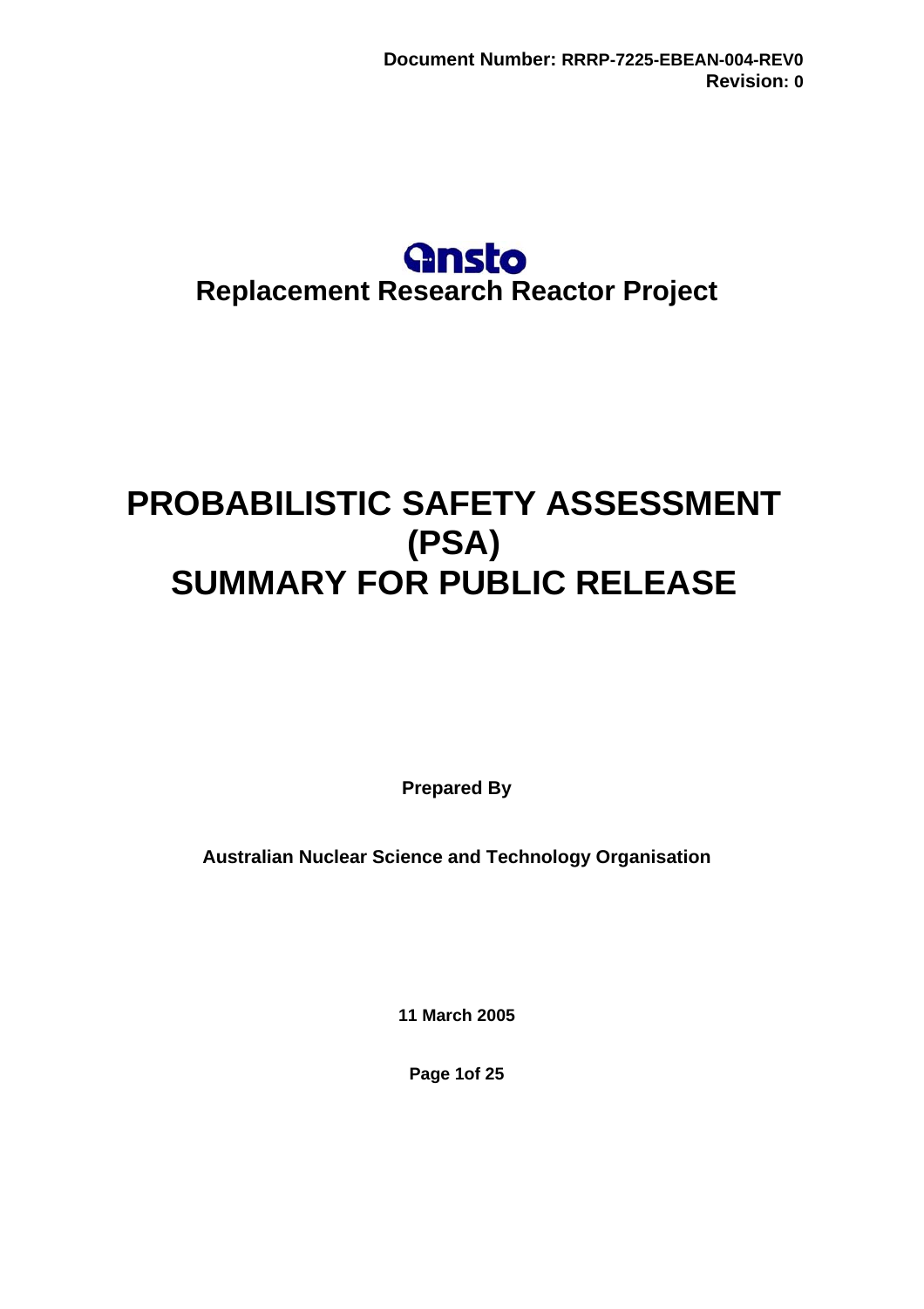**Document Number: RRRP-7225-EBEAN-004-REV0**
**Revision: 0**

ansto

**Replacement Research Reactor Project**

# PROBABILISTIC SAFETY ASSESSMENT (PSA) SUMMARY FOR PUBLIC RELEASE

**Prepared By**

**Australian Nuclear Science and Technology Organisation**

**11 March 2005**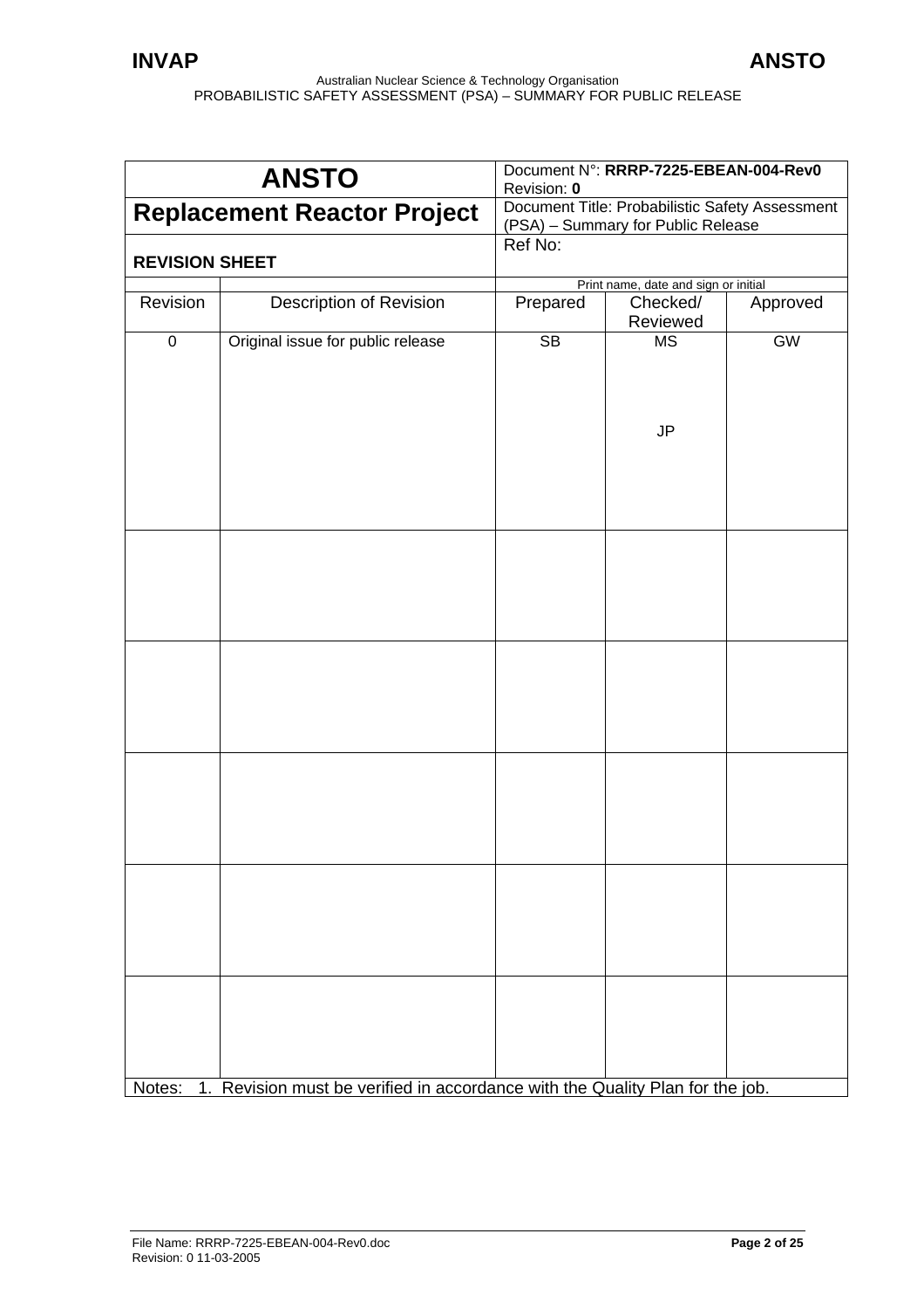| ANSTO | Document N°: **RRRP-7225-EBEAN-004-Rev0** Revision: **0** |
|---|---|
| **Replacement Reactor Project** | Document Title: Probabilistic Safety Assessment (PSA) – Summary for Public Release |
| **REVISION SHEET** | Ref No: |

| Revision | Description of Revision | Prepared | Checked/ Reviewed | Approved |
|---|---|---|---|---|
| | | Print name, date and sign or initial | | |
| 0 | Original issue for public release | SB | MS<br><br>JP | GW |
| | | | | |
| | | | | |
| | | | | |
| | | | | |
| | | | | |

Notes: 1. Revision must be verified in accordance with the Quality Plan for the job.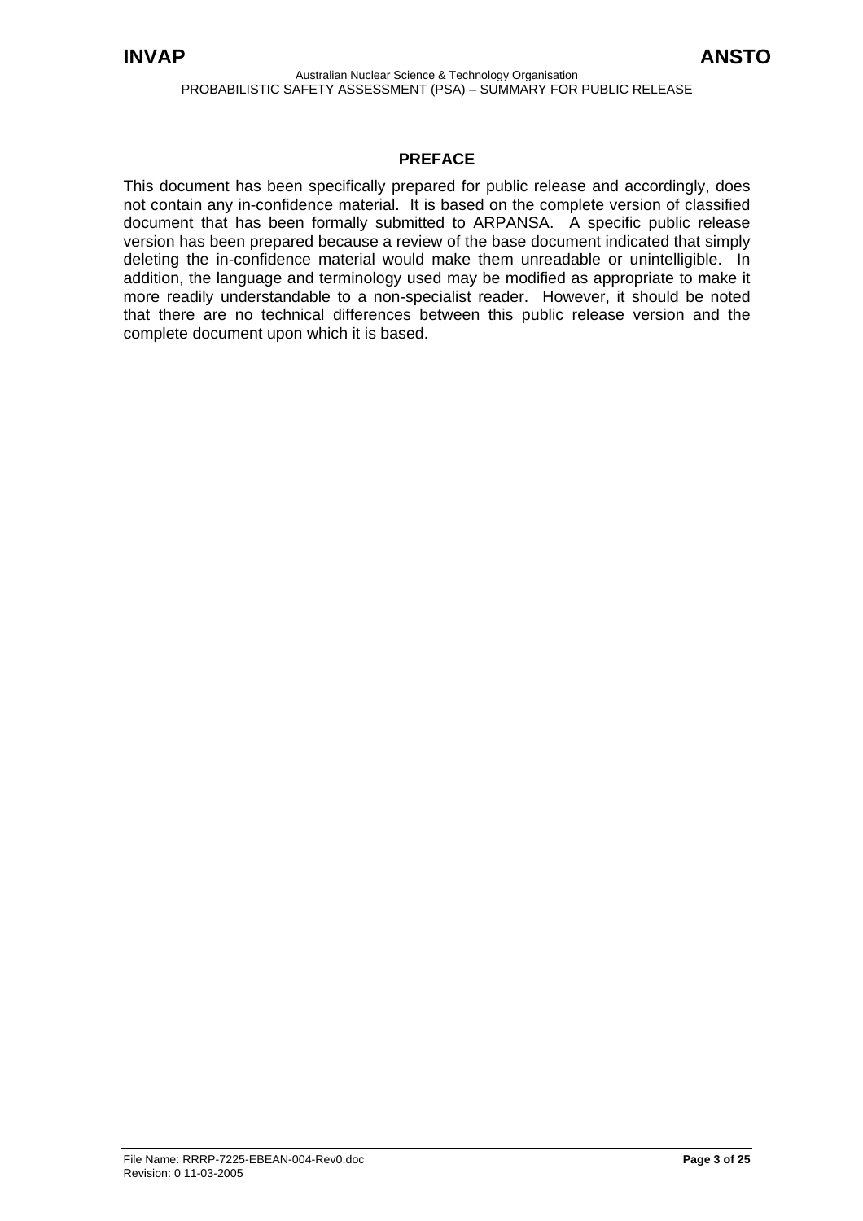## PREFACE

This document has been specifically prepared for public release and accordingly, does not contain any in-confidence material. It is based on the complete version of classified document that has been formally submitted to ARPANSA. A specific public release version has been prepared because a review of the base document indicated that simply deleting the in-confidence material would make them unreadable or unintelligible. In addition, the language and terminology used may be modified as appropriate to make it more readily understandable to a non-specialist reader. However, it should be noted that there are no technical differences between this public release version and the complete document upon which it is based.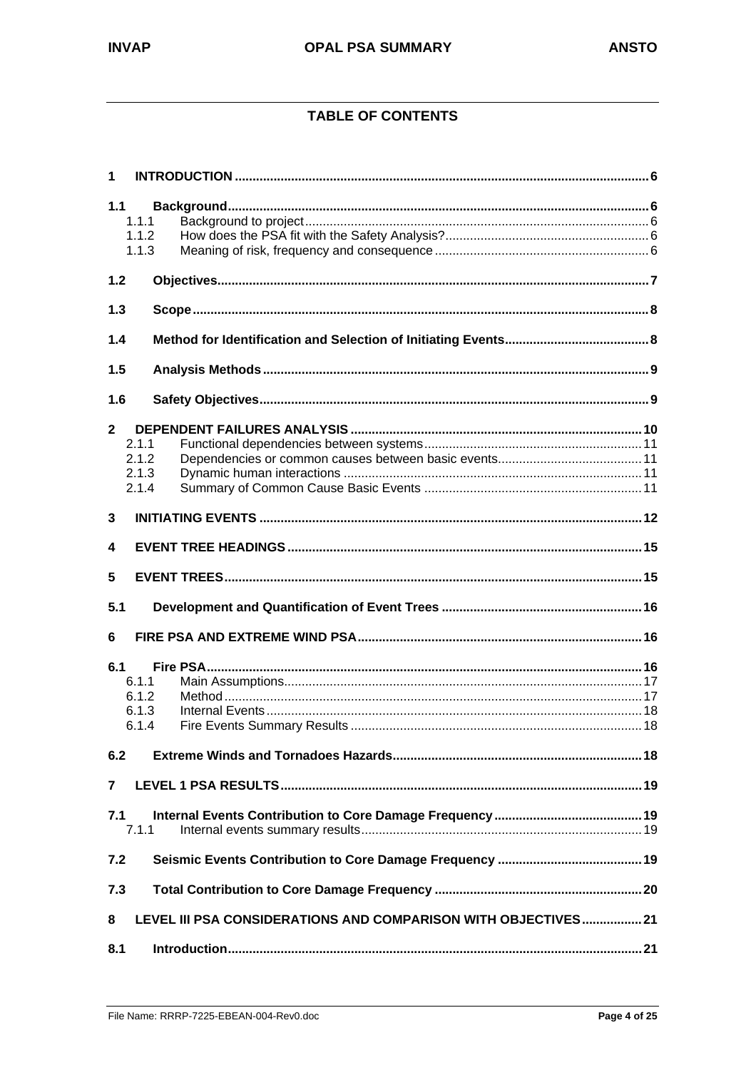## TABLE OF CONTENTS

1 INTRODUCTION ..... 6

1.1 Background ..... 6
- 1.1.1 Background to project ..... 6
- 1.1.2 How does the PSA fit with the Safety Analysis? ..... 6
- 1.1.3 Meaning of risk, frequency and consequence ..... 6

1.2 Objectives ..... 7

1.3 Scope ..... 8

1.4 Method for Identification and Selection of Initiating Events ..... 8

1.5 Analysis Methods ..... 9

1.6 Safety Objectives ..... 9

2 DEPENDENT FAILURES ANALYSIS ..... 10
- 2.1.1 Functional dependencies between systems ..... 11
- 2.1.2 Dependencies or common causes between basic events ..... 11
- 2.1.3 Dynamic human interactions ..... 11
- 2.1.4 Summary of Common Cause Basic Events ..... 11

3 INITIATING EVENTS ..... 12

4 EVENT TREE HEADINGS ..... 15

5 EVENT TREES ..... 15

5.1 Development and Quantification of Event Trees ..... 16

6 FIRE PSA AND EXTREME WIND PSA ..... 16

6.1 Fire PSA ..... 16
- 6.1.1 Main Assumptions ..... 17
- 6.1.2 Method ..... 17
- 6.1.3 Internal Events ..... 18
- 6.1.4 Fire Events Summary Results ..... 18

6.2 Extreme Winds and Tornadoes Hazards ..... 18

7 LEVEL 1 PSA RESULTS ..... 19

7.1 Internal Events Contribution to Core Damage Frequency ..... 19
- 7.1.1 Internal events summary results ..... 19

7.2 Seismic Events Contribution to Core Damage Frequency ..... 19

7.3 Total Contribution to Core Damage Frequency ..... 20

8 LEVEL III PSA CONSIDERATIONS AND COMPARISON WITH OBJECTIVES ..... 21

8.1 Introduction ..... 21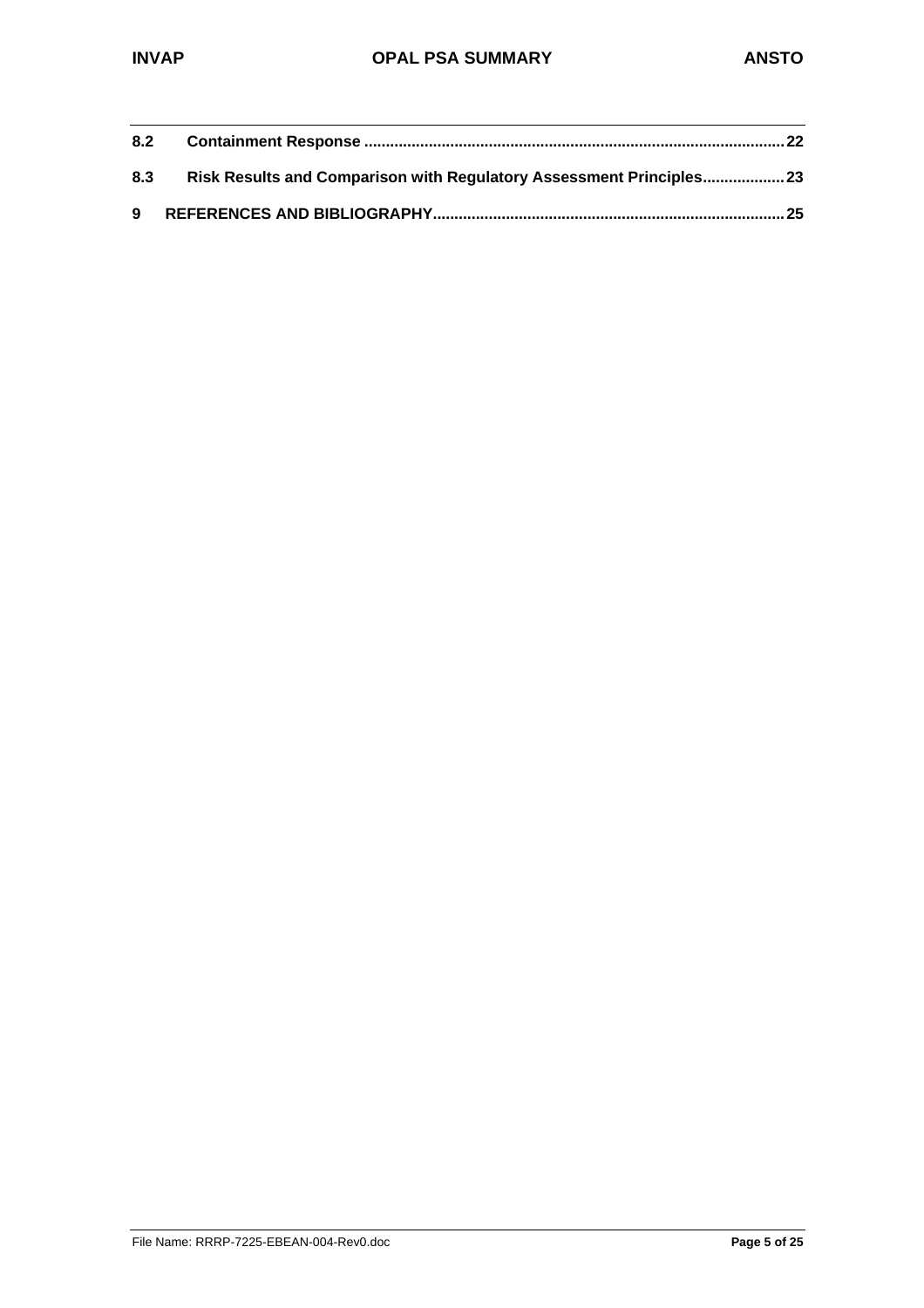| | | |
|---|---|---|
| **8.2** | **Containment Response** | **22** |
| **8.3** | **Risk Results and Comparison with Regulatory Assessment Principles** | **23** |
| **9** | **REFERENCES AND BIBLIOGRAPHY** | **25** |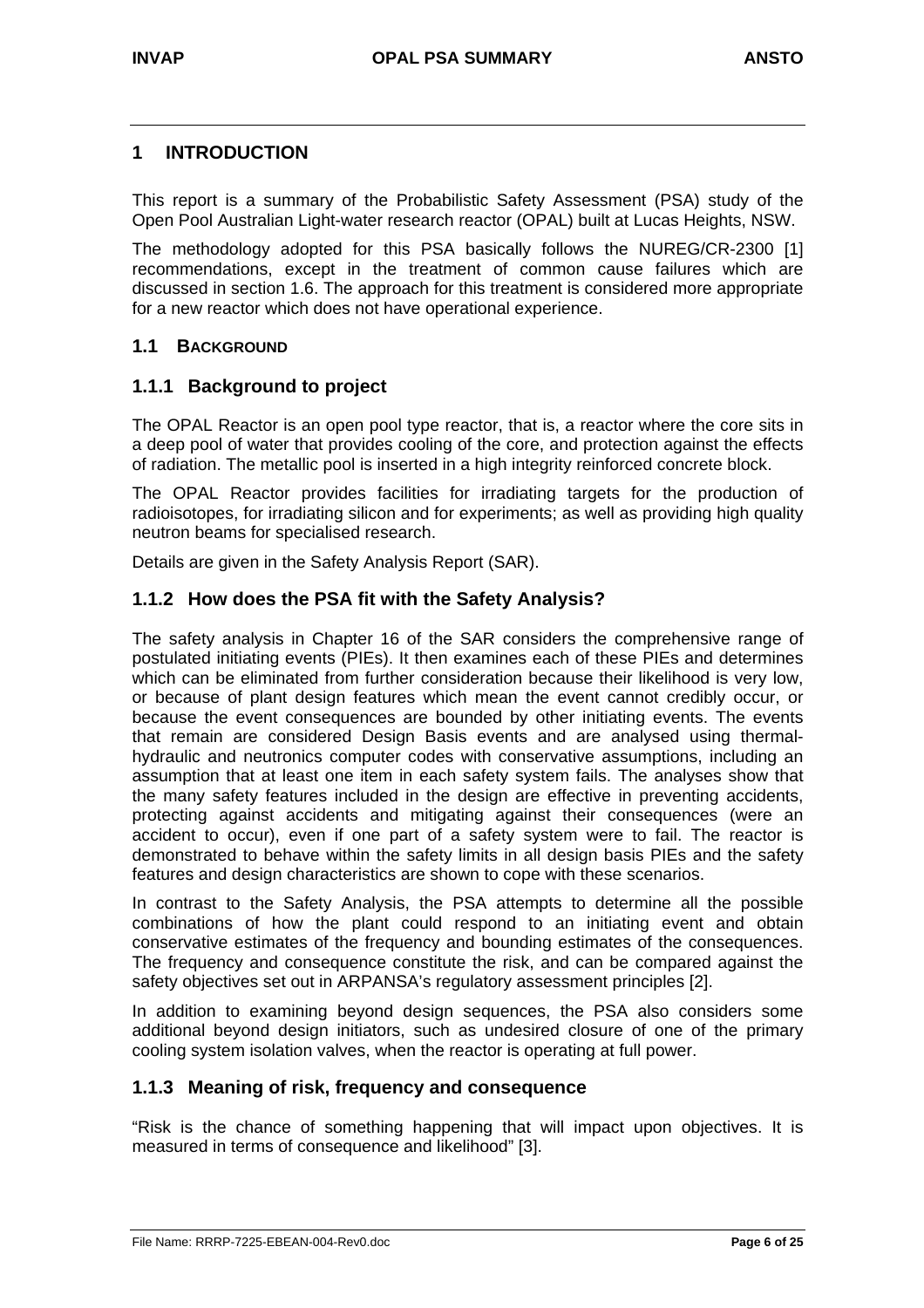# 1 INTRODUCTION

This report is a summary of the Probabilistic Safety Assessment (PSA) study of the Open Pool Australian Light-water research reactor (OPAL) built at Lucas Heights, NSW.

The methodology adopted for this PSA basically follows the NUREG/CR-2300 [1] recommendations, except in the treatment of common cause failures which are discussed in section 1.6. The approach for this treatment is considered more appropriate for a new reactor which does not have operational experience.

## 1.1 BACKGROUND

### 1.1.1 Background to project

The OPAL Reactor is an open pool type reactor, that is, a reactor where the core sits in a deep pool of water that provides cooling of the core, and protection against the effects of radiation. The metallic pool is inserted in a high integrity reinforced concrete block.

The OPAL Reactor provides facilities for irradiating targets for the production of radioisotopes, for irradiating silicon and for experiments; as well as providing high quality neutron beams for specialised research.

Details are given in the Safety Analysis Report (SAR).

### 1.1.2 How does the PSA fit with the Safety Analysis?

The safety analysis in Chapter 16 of the SAR considers the comprehensive range of postulated initiating events (PIEs). It then examines each of these PIEs and determines which can be eliminated from further consideration because their likelihood is very low, or because of plant design features which mean the event cannot credibly occur, or because the event consequences are bounded by other initiating events. The events that remain are considered Design Basis events and are analysed using thermal-hydraulic and neutronics computer codes with conservative assumptions, including an assumption that at least one item in each safety system fails. The analyses show that the many safety features included in the design are effective in preventing accidents, protecting against accidents and mitigating against their consequences (were an accident to occur), even if one part of a safety system were to fail. The reactor is demonstrated to behave within the safety limits in all design basis PIEs and the safety features and design characteristics are shown to cope with these scenarios.

In contrast to the Safety Analysis, the PSA attempts to determine all the possible combinations of how the plant could respond to an initiating event and obtain conservative estimates of the frequency and bounding estimates of the consequences. The frequency and consequence constitute the risk, and can be compared against the safety objectives set out in ARPANSA's regulatory assessment principles [2].

In addition to examining beyond design sequences, the PSA also considers some additional beyond design initiators, such as undesired closure of one of the primary cooling system isolation valves, when the reactor is operating at full power.

### 1.1.3 Meaning of risk, frequency and consequence

"Risk is the chance of something happening that will impact upon objectives. It is measured in terms of consequence and likelihood" [3].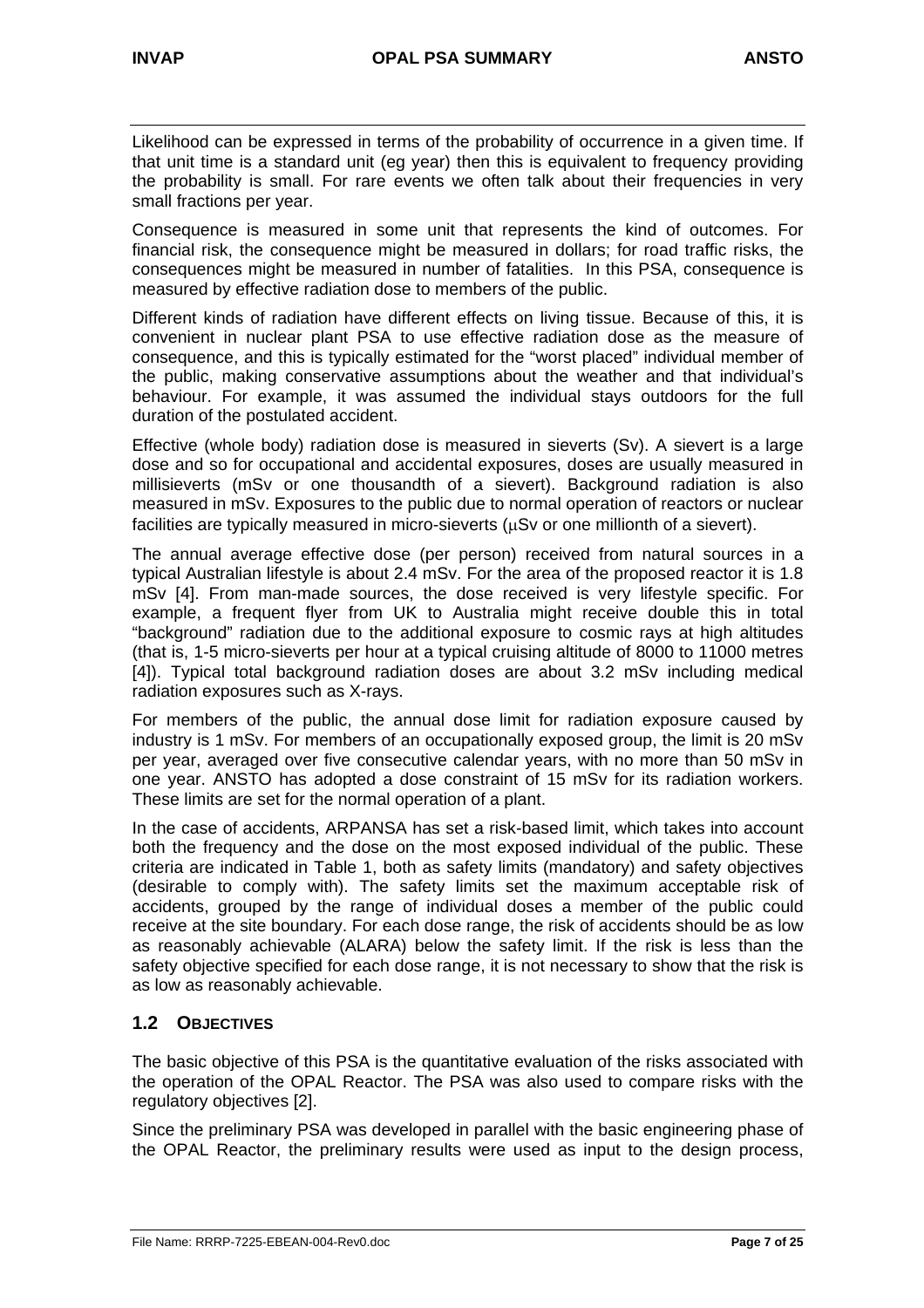Likelihood can be expressed in terms of the probability of occurrence in a given time. If that unit time is a standard unit (eg year) then this is equivalent to frequency providing the probability is small. For rare events we often talk about their frequencies in very small fractions per year.

Consequence is measured in some unit that represents the kind of outcomes. For financial risk, the consequence might be measured in dollars; for road traffic risks, the consequences might be measured in number of fatalities. In this PSA, consequence is measured by effective radiation dose to members of the public.

Different kinds of radiation have different effects on living tissue. Because of this, it is convenient in nuclear plant PSA to use effective radiation dose as the measure of consequence, and this is typically estimated for the "worst placed" individual member of the public, making conservative assumptions about the weather and that individual's behaviour. For example, it was assumed the individual stays outdoors for the full duration of the postulated accident.

Effective (whole body) radiation dose is measured in sieverts (Sv). A sievert is a large dose and so for occupational and accidental exposures, doses are usually measured in millisieverts (mSv or one thousandth of a sievert). Background radiation is also measured in mSv. Exposures to the public due to normal operation of reactors or nuclear facilities are typically measured in micro-sieverts (μSv or one millionth of a sievert).

The annual average effective dose (per person) received from natural sources in a typical Australian lifestyle is about 2.4 mSv. For the area of the proposed reactor it is 1.8 mSv [4]. From man-made sources, the dose received is very lifestyle specific. For example, a frequent flyer from UK to Australia might receive double this in total "background" radiation due to the additional exposure to cosmic rays at high altitudes (that is, 1-5 micro-sieverts per hour at a typical cruising altitude of 8000 to 11000 metres [4]). Typical total background radiation doses are about 3.2 mSv including medical radiation exposures such as X-rays.

For members of the public, the annual dose limit for radiation exposure caused by industry is 1 mSv. For members of an occupationally exposed group, the limit is 20 mSv per year, averaged over five consecutive calendar years, with no more than 50 mSv in one year. ANSTO has adopted a dose constraint of 15 mSv for its radiation workers. These limits are set for the normal operation of a plant.

In the case of accidents, ARPANSA has set a risk-based limit, which takes into account both the frequency and the dose on the most exposed individual of the public. These criteria are indicated in Table 1, both as safety limits (mandatory) and safety objectives (desirable to comply with). The safety limits set the maximum acceptable risk of accidents, grouped by the range of individual doses a member of the public could receive at the site boundary. For each dose range, the risk of accidents should be as low as reasonably achievable (ALARA) below the safety limit. If the risk is less than the safety objective specified for each dose range, it is not necessary to show that the risk is as low as reasonably achievable.

## 1.2 OBJECTIVES

The basic objective of this PSA is the quantitative evaluation of the risks associated with the operation of the OPAL Reactor. The PSA was also used to compare risks with the regulatory objectives [2].

Since the preliminary PSA was developed in parallel with the basic engineering phase of the OPAL Reactor, the preliminary results were used as input to the design process,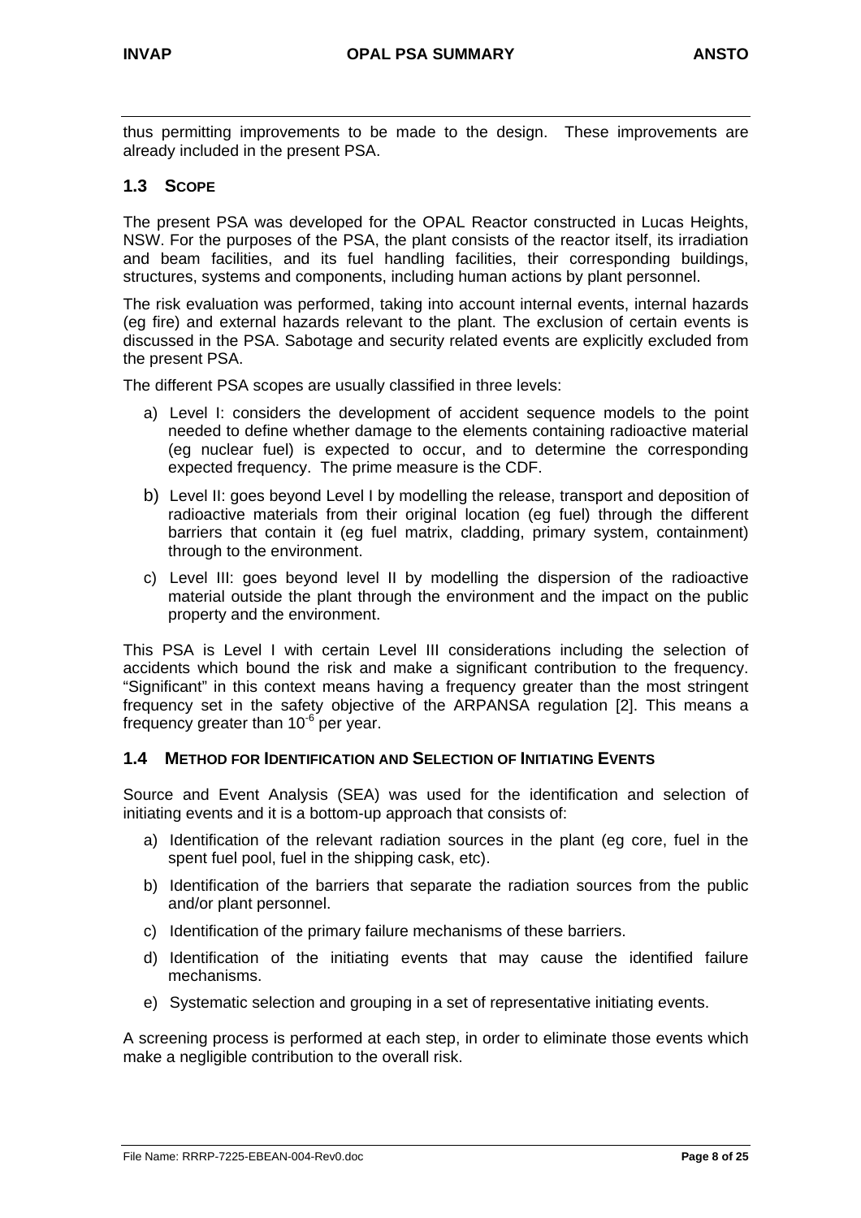thus permitting improvements to be made to the design. These improvements are already included in the present PSA.

## 1.3 Scope

The present PSA was developed for the OPAL Reactor constructed in Lucas Heights, NSW. For the purposes of the PSA, the plant consists of the reactor itself, its irradiation and beam facilities, and its fuel handling facilities, their corresponding buildings, structures, systems and components, including human actions by plant personnel.

The risk evaluation was performed, taking into account internal events, internal hazards (eg fire) and external hazards relevant to the plant. The exclusion of certain events is discussed in the PSA. Sabotage and security related events are explicitly excluded from the present PSA.

The different PSA scopes are usually classified in three levels:

a) Level I: considers the development of accident sequence models to the point needed to define whether damage to the elements containing radioactive material (eg nuclear fuel) is expected to occur, and to determine the corresponding expected frequency. The prime measure is the CDF.

b) Level II: goes beyond Level I by modelling the release, transport and deposition of radioactive materials from their original location (eg fuel) through the different barriers that contain it (eg fuel matrix, cladding, primary system, containment) through to the environment.

c) Level III: goes beyond level II by modelling the dispersion of the radioactive material outside the plant through the environment and the impact on the public property and the environment.

This PSA is Level I with certain Level III considerations including the selection of accidents which bound the risk and make a significant contribution to the frequency. “Significant” in this context means having a frequency greater than the most stringent frequency set in the safety objective of the ARPANSA regulation [2]. This means a frequency greater than $10^{-6}$ per year.

## 1.4 Method for Identification and Selection of Initiating Events

Source and Event Analysis (SEA) was used for the identification and selection of initiating events and it is a bottom-up approach that consists of:

a) Identification of the relevant radiation sources in the plant (eg core, fuel in the spent fuel pool, fuel in the shipping cask, etc).

b) Identification of the barriers that separate the radiation sources from the public and/or plant personnel.

c) Identification of the primary failure mechanisms of these barriers.

d) Identification of the initiating events that may cause the identified failure mechanisms.

e) Systematic selection and grouping in a set of representative initiating events.

A screening process is performed at each step, in order to eliminate those events which make a negligible contribution to the overall risk.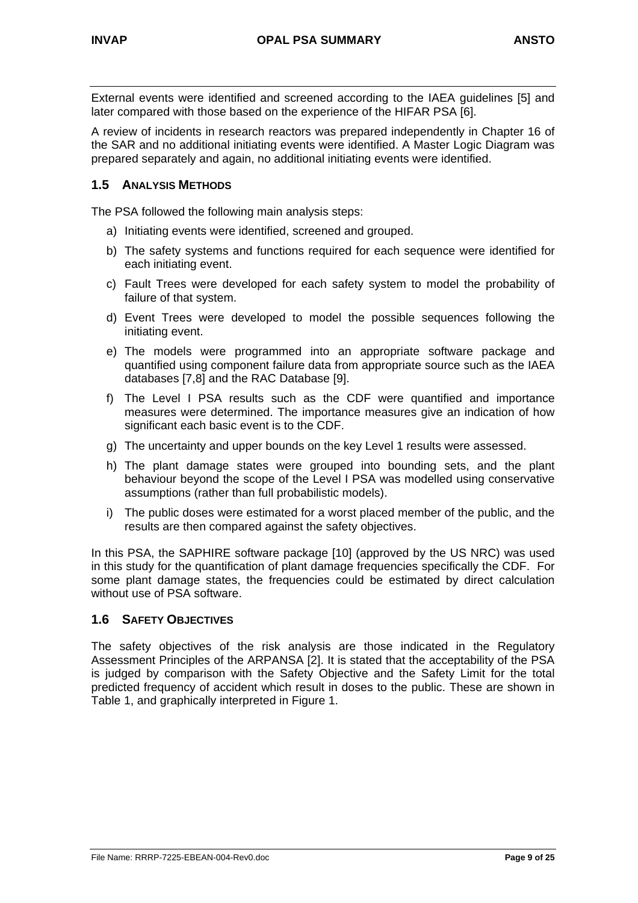External events were identified and screened according to the IAEA guidelines [5] and later compared with those based on the experience of the HIFAR PSA [6].

A review of incidents in research reactors was prepared independently in Chapter 16 of the SAR and no additional initiating events were identified. A Master Logic Diagram was prepared separately and again, no additional initiating events were identified.

## 1.5 ANALYSIS METHODS

The PSA followed the following main analysis steps:

a) Initiating events were identified, screened and grouped.

b) The safety systems and functions required for each sequence were identified for each initiating event.

c) Fault Trees were developed for each safety system to model the probability of failure of that system.

d) Event Trees were developed to model the possible sequences following the initiating event.

e) The models were programmed into an appropriate software package and quantified using component failure data from appropriate source such as the IAEA databases [7,8] and the RAC Database [9].

f) The Level I PSA results such as the CDF were quantified and importance measures were determined. The importance measures give an indication of how significant each basic event is to the CDF.

g) The uncertainty and upper bounds on the key Level 1 results were assessed.

h) The plant damage states were grouped into bounding sets, and the plant behaviour beyond the scope of the Level I PSA was modelled using conservative assumptions (rather than full probabilistic models).

i) The public doses were estimated for a worst placed member of the public, and the results are then compared against the safety objectives.

In this PSA, the SAPHIRE software package [10] (approved by the US NRC) was used in this study for the quantification of plant damage frequencies specifically the CDF. For some plant damage states, the frequencies could be estimated by direct calculation without use of PSA software.

## 1.6 SAFETY OBJECTIVES

The safety objectives of the risk analysis are those indicated in the Regulatory Assessment Principles of the ARPANSA [2]. It is stated that the acceptability of the PSA is judged by comparison with the Safety Objective and the Safety Limit for the total predicted frequency of accident which result in doses to the public. These are shown in Table 1, and graphically interpreted in Figure 1.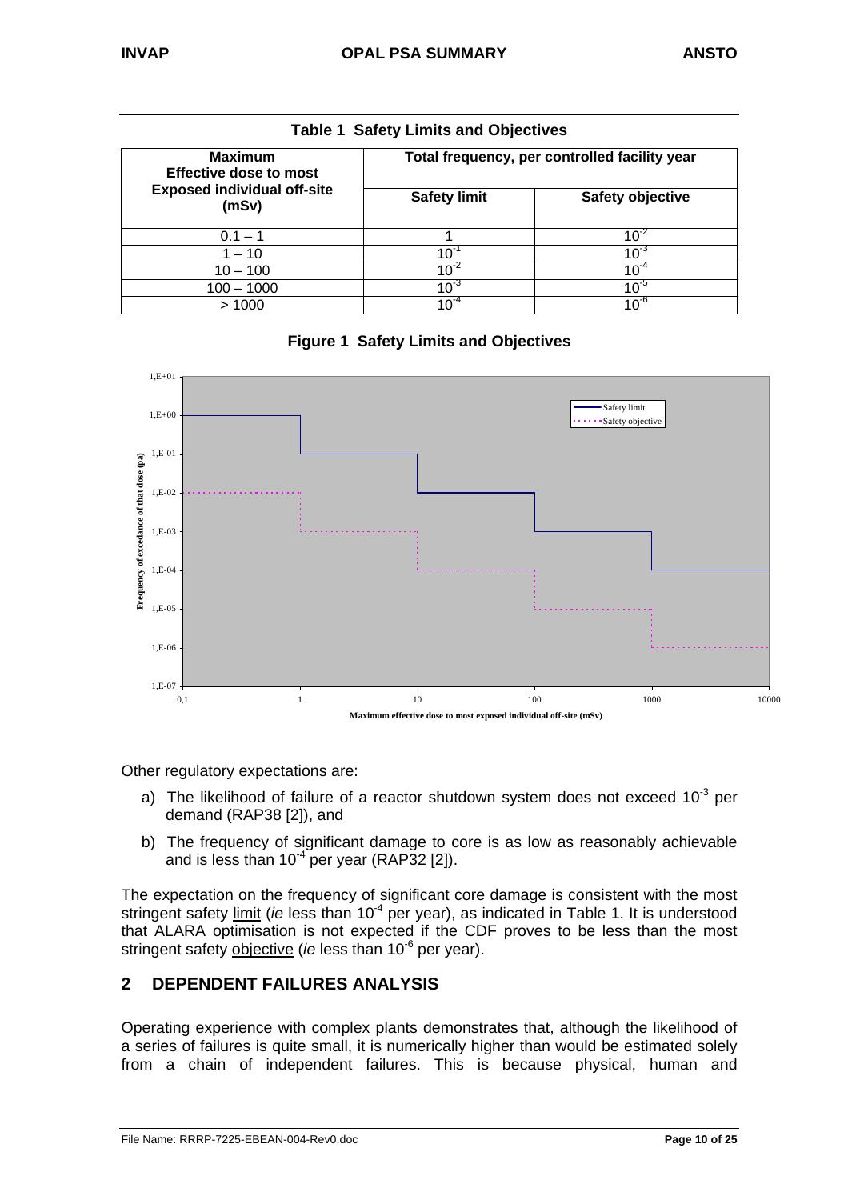**Table 1 Safety Limits and Objectives**

| Maximum Effective dose to most Exposed individual off-site (mSv) | Total frequency, per controlled facility year | |
|---|---|---|
| | Safety limit | Safety objective |
| 0.1 – 1 | 1 | $10^{-2}$ |
| 1 – 10 | $10^{-1}$ | $10^{-3}$ |
| 10 – 100 | $10^{-2}$ | $10^{-4}$ |
| 100 – 1000 | $10^{-3}$ | $10^{-5}$ |
| > 1000 | $10^{-4}$ | $10^{-6}$ |

**Figure 1 Safety Limits and Objectives**

Other regulatory expectations are:

a) The likelihood of failure of a reactor shutdown system does not exceed $10^{-3}$ per demand (RAP38 [2]), and

b) The frequency of significant damage to core is as low as reasonably achievable and is less than $10^{-4}$ per year (RAP32 [2]).

The expectation on the frequency of significant core damage is consistent with the most stringent safety limit (*ie* less than $10^{-4}$ per year), as indicated in Table 1. It is understood that ALARA optimisation is not expected if the CDF proves to be less than the most stringent safety objective (*ie* less than $10^{-6}$ per year).

## 2 DEPENDENT FAILURES ANALYSIS

Operating experience with complex plants demonstrates that, although the likelihood of a series of failures is quite small, it is numerically higher than would be estimated solely from a chain of independent failures. This is because physical, human and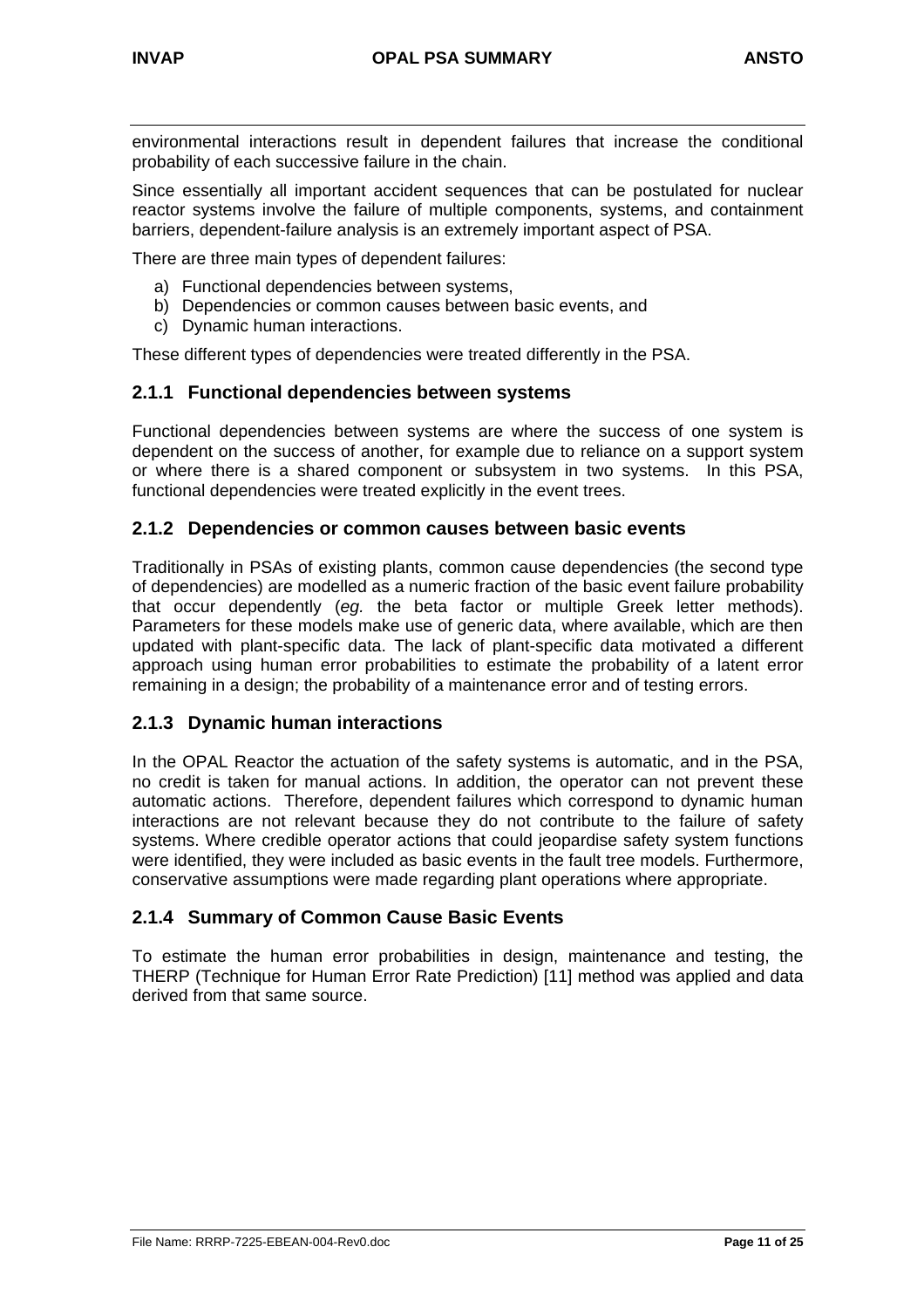environmental interactions result in dependent failures that increase the conditional probability of each successive failure in the chain.

Since essentially all important accident sequences that can be postulated for nuclear reactor systems involve the failure of multiple components, systems, and containment barriers, dependent-failure analysis is an extremely important aspect of PSA.

There are three main types of dependent failures:

a) Functional dependencies between systems,
b) Dependencies or common causes between basic events, and
c) Dynamic human interactions.

These different types of dependencies were treated differently in the PSA.

### 2.1.1 Functional dependencies between systems

Functional dependencies between systems are where the success of one system is dependent on the success of another, for example due to reliance on a support system or where there is a shared component or subsystem in two systems. In this PSA, functional dependencies were treated explicitly in the event trees.

### 2.1.2 Dependencies or common causes between basic events

Traditionally in PSAs of existing plants, common cause dependencies (the second type of dependencies) are modelled as a numeric fraction of the basic event failure probability that occur dependently (*eg.* the beta factor or multiple Greek letter methods). Parameters for these models make use of generic data, where available, which are then updated with plant-specific data. The lack of plant-specific data motivated a different approach using human error probabilities to estimate the probability of a latent error remaining in a design; the probability of a maintenance error and of testing errors.

### 2.1.3 Dynamic human interactions

In the OPAL Reactor the actuation of the safety systems is automatic, and in the PSA, no credit is taken for manual actions. In addition, the operator can not prevent these automatic actions. Therefore, dependent failures which correspond to dynamic human interactions are not relevant because they do not contribute to the failure of safety systems. Where credible operator actions that could jeopardise safety system functions were identified, they were included as basic events in the fault tree models. Furthermore, conservative assumptions were made regarding plant operations where appropriate.

### 2.1.4 Summary of Common Cause Basic Events

To estimate the human error probabilities in design, maintenance and testing, the THERP (Technique for Human Error Rate Prediction) [11] method was applied and data derived from that same source.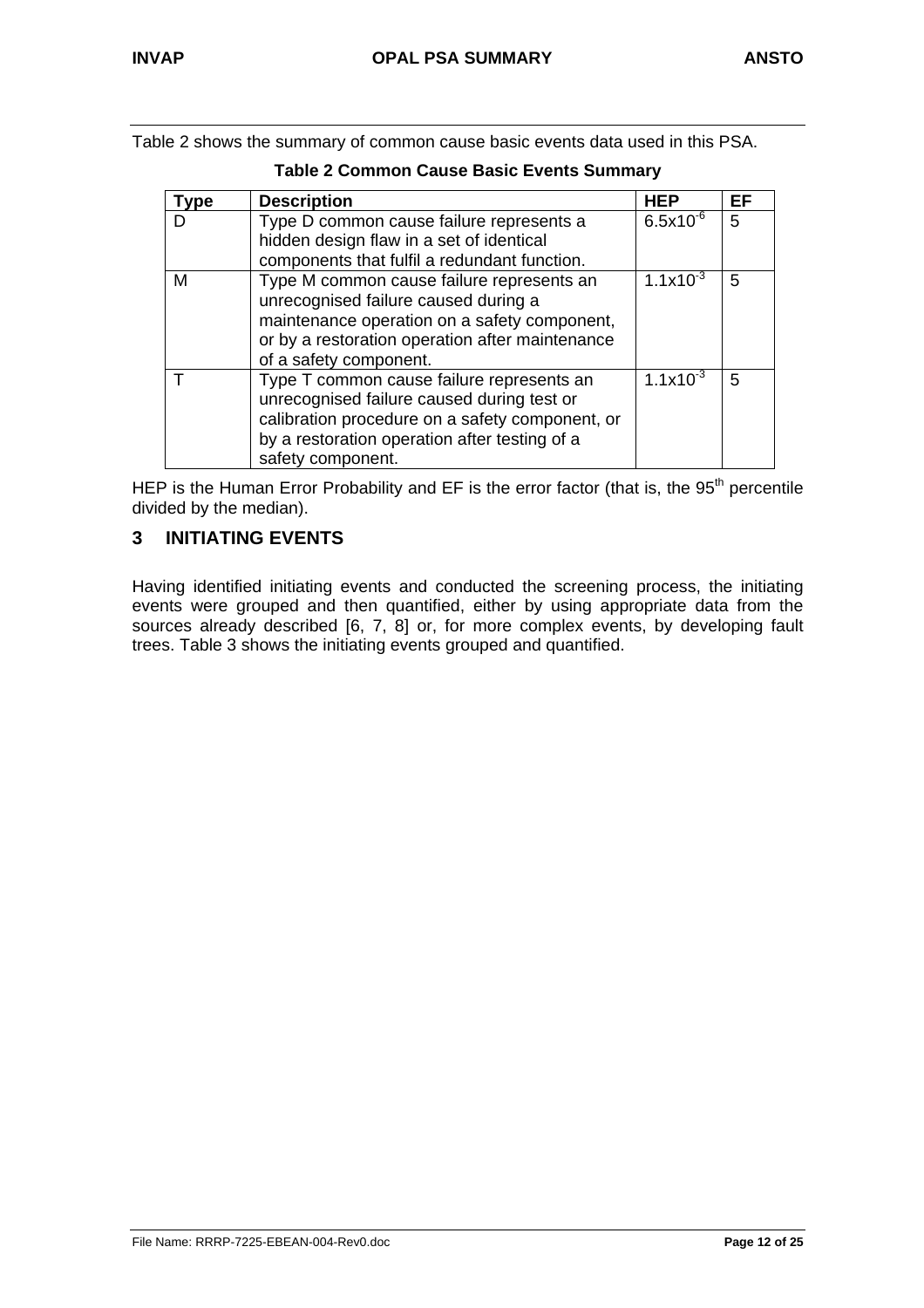Table 2 shows the summary of common cause basic events data used in this PSA.

**Table 2 Common Cause Basic Events Summary**

| Type | Description | HEP | EF |
| --- | --- | --- | --- |
| D | Type D common cause failure represents a hidden design flaw in a set of identical components that fulfil a redundant function. | $6.5 \times 10^{-6}$ | 5 |
| M | Type M common cause failure represents an unrecognised failure caused during a maintenance operation on a safety component, or by a restoration operation after maintenance of a safety component. | $1.1 \times 10^{-3}$ | 5 |
| T | Type T common cause failure represents an unrecognised failure caused during test or calibration procedure on a safety component, or by a restoration operation after testing of a safety component. | $1.1 \times 10^{-3}$ | 5 |

HEP is the Human Error Probability and EF is the error factor (that is, the $95^{th}$ percentile divided by the median).

## 3 INITIATING EVENTS

Having identified initiating events and conducted the screening process, the initiating events were grouped and then quantified, either by using appropriate data from the sources already described [6, 7, 8] or, for more complex events, by developing fault trees. Table 3 shows the initiating events grouped and quantified.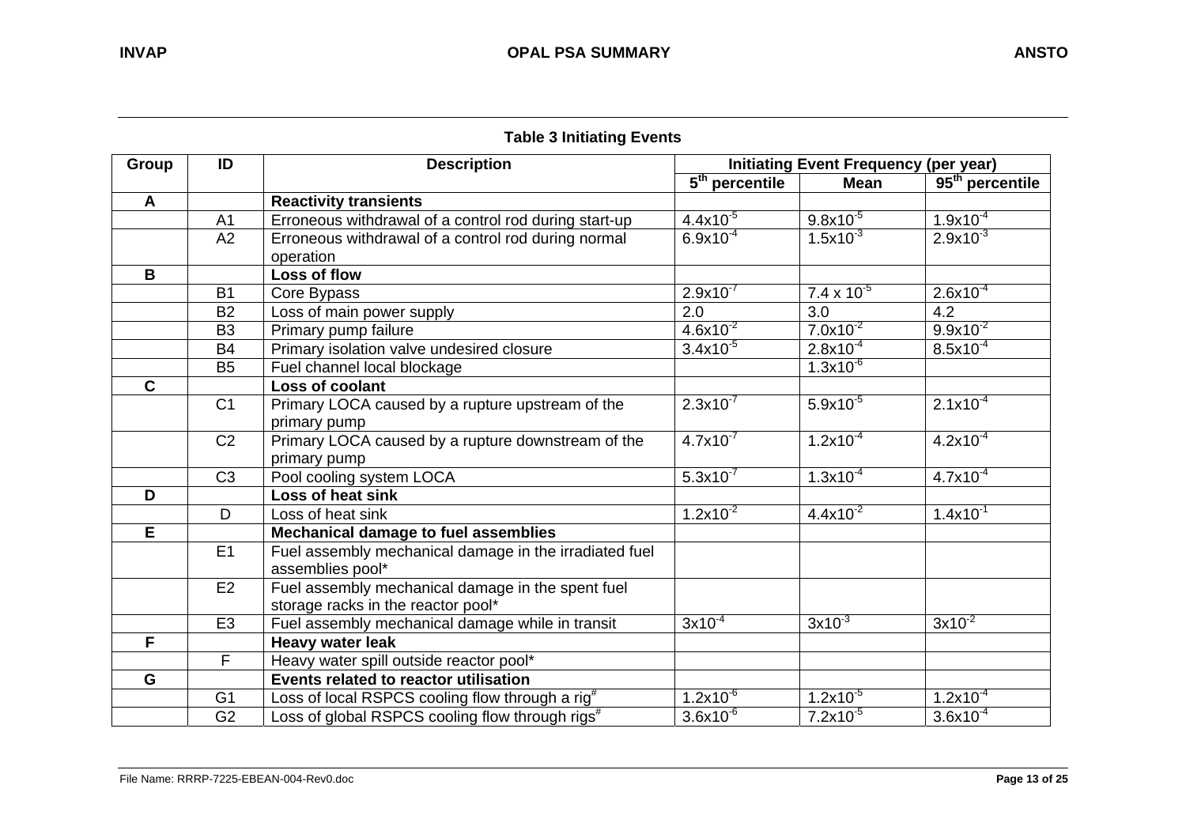**Table 3 Initiating Events**

| Group | ID | Description | Initiating Event Frequency (per year) | | |
|---|---|---|---|---|---|
| | | | $5^{th}$ percentile | Mean | $95^{th}$ percentile |
| **A** | | **Reactivity transients** | | | |
| | A1 | Erroneous withdrawal of a control rod during start-up | $4.4x10^{-5}$ | $9.8x10^{-5}$ | $1.9x10^{-4}$ |
| | A2 | Erroneous withdrawal of a control rod during normal operation | $6.9x10^{-4}$ | $1.5x10^{-3}$ | $2.9x10^{-3}$ |
| **B** | | **Loss of flow** | | | |
| | B1 | Core Bypass | $2.9x10^{-7}$ | $7.4 \times 10^{-5}$ | $2.6x10^{-4}$ |
| | B2 | Loss of main power supply | 2.0 | 3.0 | 4.2 |
| | B3 | Primary pump failure | $4.6x10^{-2}$ | $7.0x10^{-2}$ | $9.9x10^{-2}$ |
| | B4 | Primary isolation valve undesired closure | $3.4x10^{-5}$ | $2.8x10^{-4}$ | $8.5x10^{-4}$ |
| | B5 | Fuel channel local blockage | | $1.3x10^{-6}$ | |
| **C** | | **Loss of coolant** | | | |
| | C1 | Primary LOCA caused by a rupture upstream of the primary pump | $2.3x10^{-7}$ | $5.9x10^{-5}$ | $2.1x10^{-4}$ |
| | C2 | Primary LOCA caused by a rupture downstream of the primary pump | $4.7x10^{-7}$ | $1.2x10^{-4}$ | $4.2x10^{-4}$ |
| | C3 | Pool cooling system LOCA | $5.3x10^{-7}$ | $1.3x10^{-4}$ | $4.7x10^{-4}$ |
| **D** | | **Loss of heat sink** | | | |
| | D | Loss of heat sink | $1.2x10^{-2}$ | $4.4x10^{-2}$ | $1.4x10^{-1}$ |
| **E** | | **Mechanical damage to fuel assemblies** | | | |
| | E1 | Fuel assembly mechanical damage in the irradiated fuel assemblies pool* | | | |
| | E2 | Fuel assembly mechanical damage in the spent fuel storage racks in the reactor pool* | | | |
| | E3 | Fuel assembly mechanical damage while in transit | $3x10^{-4}$ | $3x10^{-3}$ | $3x10^{-2}$ |
| **F** | | **Heavy water leak** | | | |
| | F | Heavy water spill outside reactor pool* | | | |
| **G** | | **Events related to reactor utilisation** | | | |
| | G1 | Loss of local RSPCS cooling flow through a rig[#] | $1.2x10^{-6}$ | $1.2x10^{-5}$ | $1.2x10^{-4}$ |
| | G2 | Loss of global RSPCS cooling flow through rigs[#] | $3.6x10^{-6}$ | $7.2x10^{-5}$ | $3.6x10^{-4}$ |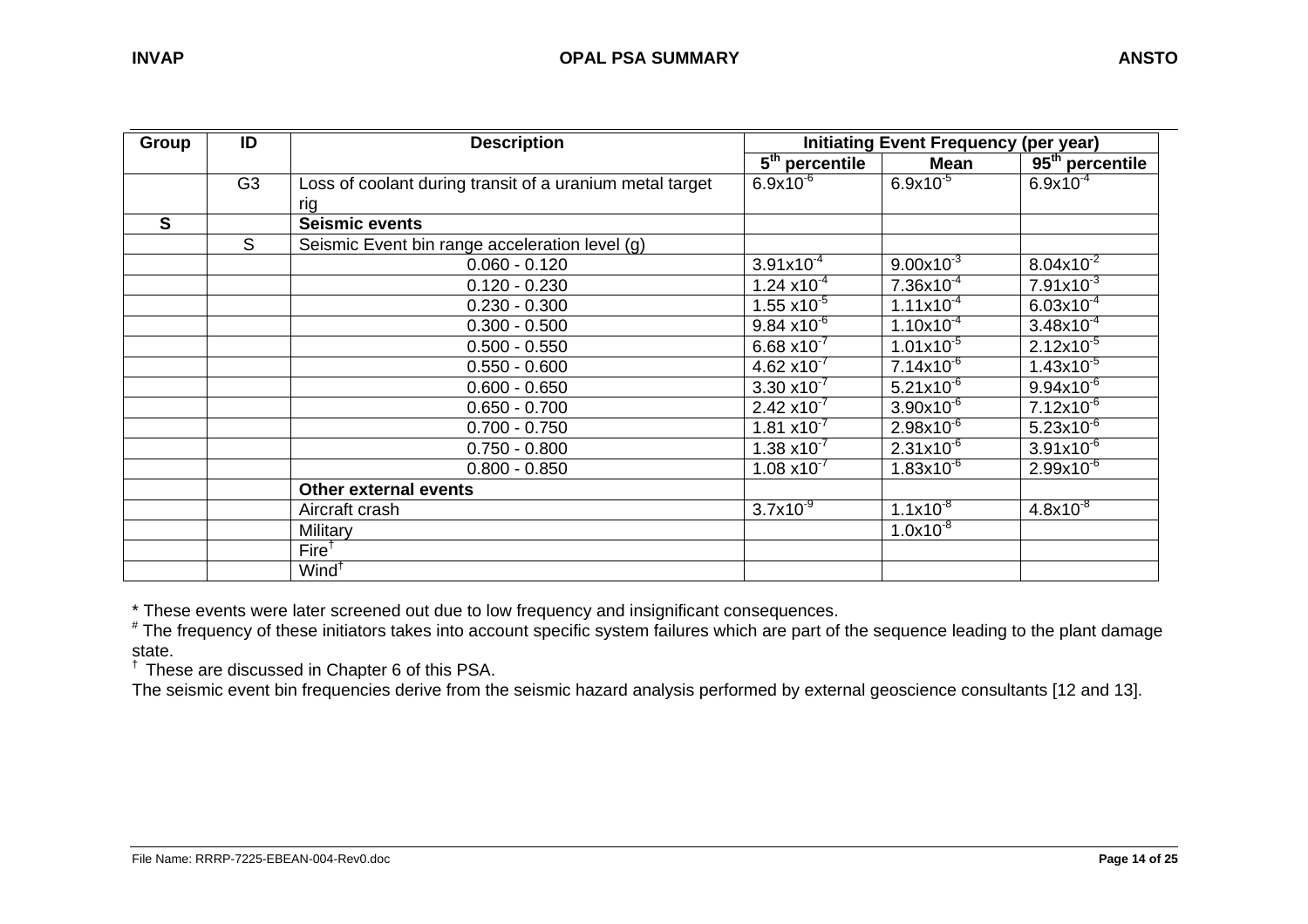| Group | ID | Description | Initiating Event Frequency (per year) | | |
|---|---|---|---|---|---|
| | | | $5^{th}$ percentile | Mean | $95^{th}$ percentile |
| | G3 | Loss of coolant during transit of a uranium metal target rig | $6.9 \times 10^{-6}$ | $6.9 \times 10^{-5}$ | $6.9 \times 10^{-4}$ |
| **S** | | **Seismic events** | | | |
| | S | Seismic Event bin range acceleration level (g) | | | |
| | | 0.060 - 0.120 | $3.91 \times 10^{-4}$ | $9.00 \times 10^{-3}$ | $8.04 \times 10^{-2}$ |
| | | 0.120 - 0.230 | $1.24 \times 10^{-4}$ | $7.36 \times 10^{-4}$ | $7.91 \times 10^{-3}$ |
| | | 0.230 - 0.300 | $1.55 \times 10^{-5}$ | $1.11 \times 10^{-4}$ | $6.03 \times 10^{-4}$ |
| | | 0.300 - 0.500 | $9.84 \times 10^{-6}$ | $1.10 \times 10^{-4}$ | $3.48 \times 10^{-4}$ |
| | | 0.500 - 0.550 | $6.68 \times 10^{-7}$ | $1.01 \times 10^{-5}$ | $2.12 \times 10^{-5}$ |
| | | 0.550 - 0.600 | $4.62 \times 10^{-7}$ | $7.14 \times 10^{-6}$ | $1.43 \times 10^{-5}$ |
| | | 0.600 - 0.650 | $3.30 \times 10^{-7}$ | $5.21 \times 10^{-6}$ | $9.94 \times 10^{-6}$ |
| | | 0.650 - 0.700 | $2.42 \times 10^{-7}$ | $3.90 \times 10^{-6}$ | $7.12 \times 10^{-6}$ |
| | | 0.700 - 0.750 | $1.81 \times 10^{-7}$ | $2.98 \times 10^{-6}$ | $5.23 \times 10^{-6}$ |
| | | 0.750 - 0.800 | $1.38 \times 10^{-7}$ | $2.31 \times 10^{-6}$ | $3.91 \times 10^{-6}$ |
| | | 0.800 - 0.850 | $1.08 \times 10^{-7}$ | $1.83 \times 10^{-6}$ | $2.99 \times 10^{-6}$ |
| | | **Other external events** | | | |
| | | Aircraft crash | $3.7 \times 10^{-9}$ | $1.1 \times 10^{-8}$ | $4.8 \times 10^{-8}$ |
| | | Military | | $1.0 \times 10^{-8}$ | |
| | | Fire† | | | |
| | | Wind† | | | |

* These events were later screened out due to low frequency and insignificant consequences.

# The frequency of these initiators takes into account specific system failures which are part of the sequence leading to the plant damage state.

† These are discussed in Chapter 6 of this PSA.

The seismic event bin frequencies derive from the seismic hazard analysis performed by external geoscience consultants [12 and 13].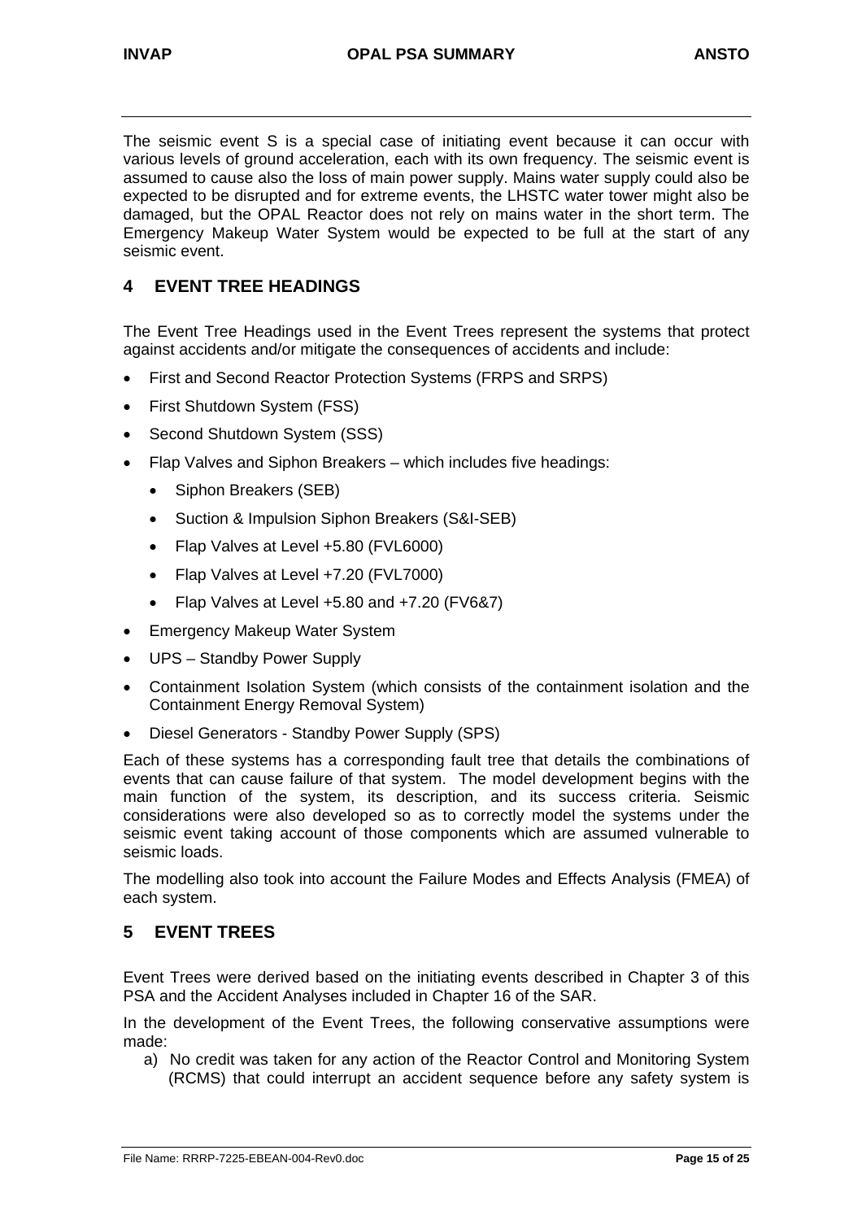The seismic event S is a special case of initiating event because it can occur with various levels of ground acceleration, each with its own frequency. The seismic event is assumed to cause also the loss of main power supply. Mains water supply could also be expected to be disrupted and for extreme events, the LHSTC water tower might also be damaged, but the OPAL Reactor does not rely on mains water in the short term. The Emergency Makeup Water System would be expected to be full at the start of any seismic event.

## 4 EVENT TREE HEADINGS

The Event Tree Headings used in the Event Trees represent the systems that protect against accidents and/or mitigate the consequences of accidents and include:

- First and Second Reactor Protection Systems (FRPS and SRPS)
- First Shutdown System (FSS)
- Second Shutdown System (SSS)
- Flap Valves and Siphon Breakers – which includes five headings:
  - Siphon Breakers (SEB)
  - Suction & Impulsion Siphon Breakers (S&I-SEB)
  - Flap Valves at Level +5.80 (FVL6000)
  - Flap Valves at Level +7.20 (FVL7000)
  - Flap Valves at Level +5.80 and +7.20 (FV6&7)
- Emergency Makeup Water System
- UPS – Standby Power Supply
- Containment Isolation System (which consists of the containment isolation and the Containment Energy Removal System)
- Diesel Generators - Standby Power Supply (SPS)

Each of these systems has a corresponding fault tree that details the combinations of events that can cause failure of that system. The model development begins with the main function of the system, its description, and its success criteria. Seismic considerations were also developed so as to correctly model the systems under the seismic event taking account of those components which are assumed vulnerable to seismic loads.

The modelling also took into account the Failure Modes and Effects Analysis (FMEA) of each system.

## 5 EVENT TREES

Event Trees were derived based on the initiating events described in Chapter 3 of this PSA and the Accident Analyses included in Chapter 16 of the SAR.

In the development of the Event Trees, the following conservative assumptions were made:

a) No credit was taken for any action of the Reactor Control and Monitoring System (RCMS) that could interrupt an accident sequence before any safety system is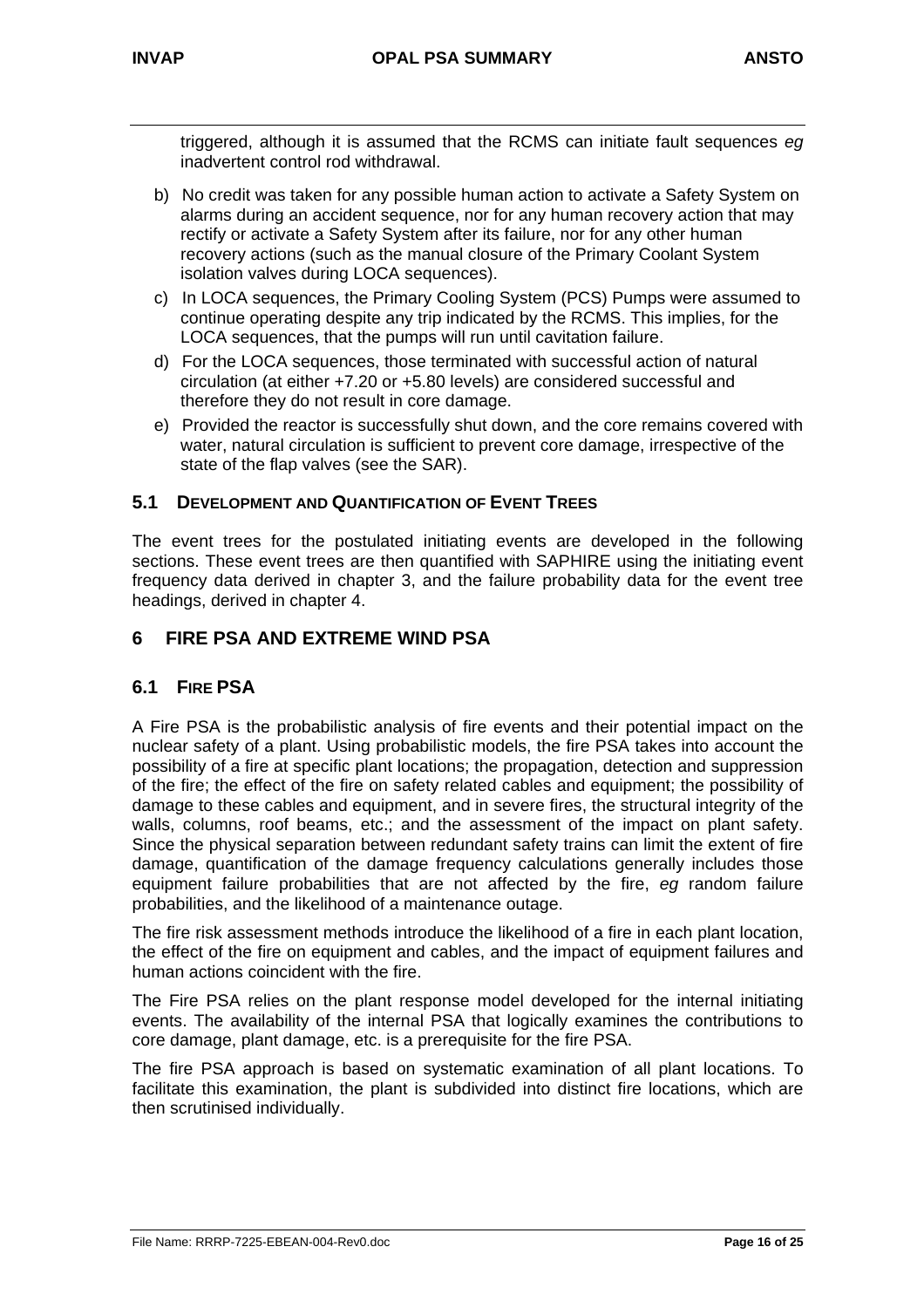triggered, although it is assumed that the RCMS can initiate fault sequences *eg* inadvertent control rod withdrawal.

b) No credit was taken for any possible human action to activate a Safety System on alarms during an accident sequence, nor for any human recovery action that may rectify or activate a Safety System after its failure, nor for any other human recovery actions (such as the manual closure of the Primary Coolant System isolation valves during LOCA sequences).

c) In LOCA sequences, the Primary Cooling System (PCS) Pumps were assumed to continue operating despite any trip indicated by the RCMS. This implies, for the LOCA sequences, that the pumps will run until cavitation failure.

d) For the LOCA sequences, those terminated with successful action of natural circulation (at either +7.20 or +5.80 levels) are considered successful and therefore they do not result in core damage.

e) Provided the reactor is successfully shut down, and the core remains covered with water, natural circulation is sufficient to prevent core damage, irrespective of the state of the flap valves (see the SAR).

### 5.1 DEVELOPMENT AND QUANTIFICATION OF EVENT TREES

The event trees for the postulated initiating events are developed in the following sections. These event trees are then quantified with SAPHIRE using the initiating event frequency data derived in chapter 3, and the failure probability data for the event tree headings, derived in chapter 4.

## 6 FIRE PSA AND EXTREME WIND PSA

### 6.1 FIRE PSA

A Fire PSA is the probabilistic analysis of fire events and their potential impact on the nuclear safety of a plant. Using probabilistic models, the fire PSA takes into account the possibility of a fire at specific plant locations; the propagation, detection and suppression of the fire; the effect of the fire on safety related cables and equipment; the possibility of damage to these cables and equipment, and in severe fires, the structural integrity of the walls, columns, roof beams, etc.; and the assessment of the impact on plant safety. Since the physical separation between redundant safety trains can limit the extent of fire damage, quantification of the damage frequency calculations generally includes those equipment failure probabilities that are not affected by the fire, *eg* random failure probabilities, and the likelihood of a maintenance outage.

The fire risk assessment methods introduce the likelihood of a fire in each plant location, the effect of the fire on equipment and cables, and the impact of equipment failures and human actions coincident with the fire.

The Fire PSA relies on the plant response model developed for the internal initiating events. The availability of the internal PSA that logically examines the contributions to core damage, plant damage, etc. is a prerequisite for the fire PSA.

The fire PSA approach is based on systematic examination of all plant locations. To facilitate this examination, the plant is subdivided into distinct fire locations, which are then scrutinised individually.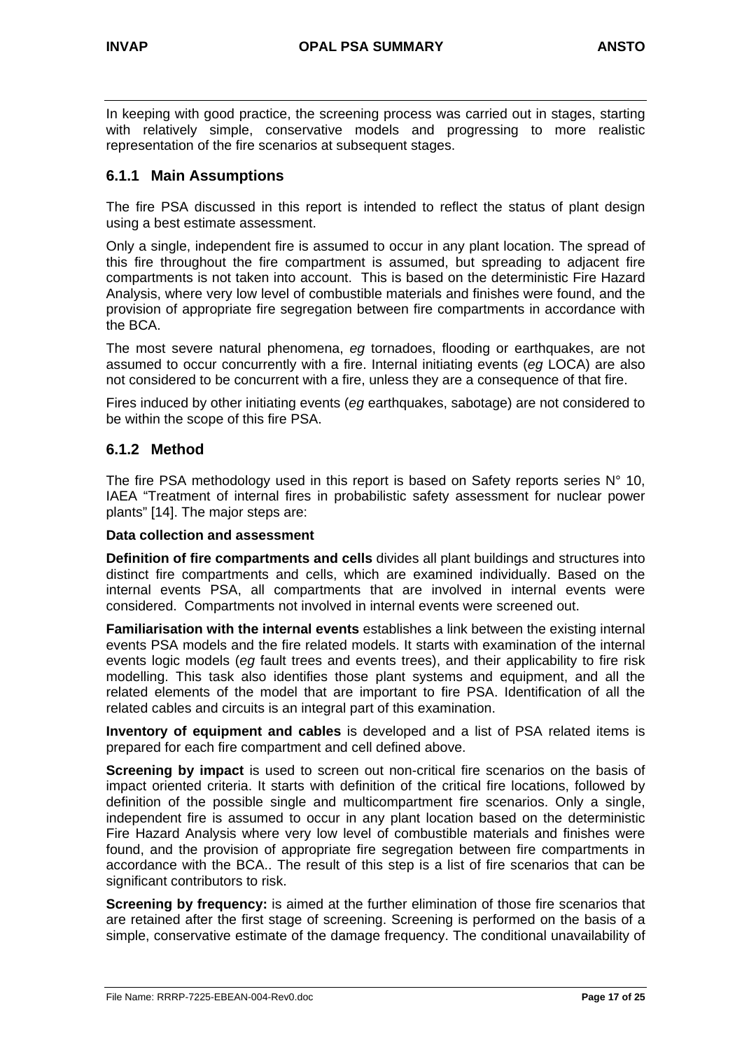In keeping with good practice, the screening process was carried out in stages, starting with relatively simple, conservative models and progressing to more realistic representation of the fire scenarios at subsequent stages.

### 6.1.1 Main Assumptions

The fire PSA discussed in this report is intended to reflect the status of plant design using a best estimate assessment.

Only a single, independent fire is assumed to occur in any plant location. The spread of this fire throughout the fire compartment is assumed, but spreading to adjacent fire compartments is not taken into account. This is based on the deterministic Fire Hazard Analysis, where very low level of combustible materials and finishes were found, and the provision of appropriate fire segregation between fire compartments in accordance with the BCA.

The most severe natural phenomena, *eg* tornadoes, flooding or earthquakes, are not assumed to occur concurrently with a fire. Internal initiating events (*eg* LOCA) are also not considered to be concurrent with a fire, unless they are a consequence of that fire.

Fires induced by other initiating events (*eg* earthquakes, sabotage) are not considered to be within the scope of this fire PSA.

### 6.1.2 Method

The fire PSA methodology used in this report is based on Safety reports series N° 10, IAEA "Treatment of internal fires in probabilistic safety assessment for nuclear power plants" [14]. The major steps are:

**Data collection and assessment**

**Definition of fire compartments and cells** divides all plant buildings and structures into distinct fire compartments and cells, which are examined individually. Based on the internal events PSA, all compartments that are involved in internal events were considered. Compartments not involved in internal events were screened out.

**Familiarisation with the internal events** establishes a link between the existing internal events PSA models and the fire related models. It starts with examination of the internal events logic models (*eg* fault trees and events trees), and their applicability to fire risk modelling. This task also identifies those plant systems and equipment, and all the related elements of the model that are important to fire PSA. Identification of all the related cables and circuits is an integral part of this examination.

**Inventory of equipment and cables** is developed and a list of PSA related items is prepared for each fire compartment and cell defined above.

**Screening by impact** is used to screen out non-critical fire scenarios on the basis of impact oriented criteria. It starts with definition of the critical fire locations, followed by definition of the possible single and multicompartment fire scenarios. Only a single, independent fire is assumed to occur in any plant location based on the deterministic Fire Hazard Analysis where very low level of combustible materials and finishes were found, and the provision of appropriate fire segregation between fire compartments in accordance with the BCA.. The result of this step is a list of fire scenarios that can be significant contributors to risk.

**Screening by frequency:** is aimed at the further elimination of those fire scenarios that are retained after the first stage of screening. Screening is performed on the basis of a simple, conservative estimate of the damage frequency. The conditional unavailability of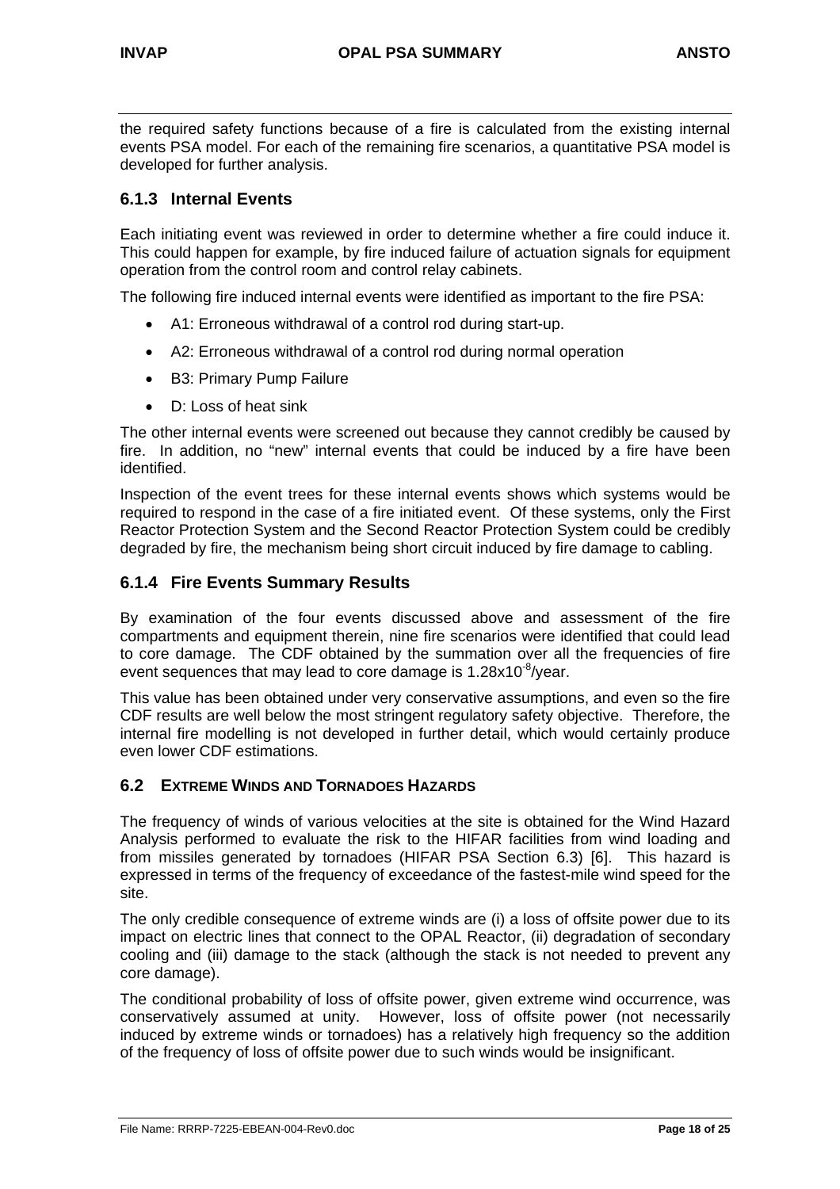the required safety functions because of a fire is calculated from the existing internal events PSA model. For each of the remaining fire scenarios, a quantitative PSA model is developed for further analysis.

### 6.1.3 Internal Events

Each initiating event was reviewed in order to determine whether a fire could induce it. This could happen for example, by fire induced failure of actuation signals for equipment operation from the control room and control relay cabinets.

The following fire induced internal events were identified as important to the fire PSA:

- A1: Erroneous withdrawal of a control rod during start-up.
- A2: Erroneous withdrawal of a control rod during normal operation
- B3: Primary Pump Failure
- D: Loss of heat sink

The other internal events were screened out because they cannot credibly be caused by fire. In addition, no "new" internal events that could be induced by a fire have been identified.

Inspection of the event trees for these internal events shows which systems would be required to respond in the case of a fire initiated event. Of these systems, only the First Reactor Protection System and the Second Reactor Protection System could be credibly degraded by fire, the mechanism being short circuit induced by fire damage to cabling.

### 6.1.4 Fire Events Summary Results

By examination of the four events discussed above and assessment of the fire compartments and equipment therein, nine fire scenarios were identified that could lead to core damage. The CDF obtained by the summation over all the frequencies of fire event sequences that may lead to core damage is $1.28 \times 10^{-8}$/year.

This value has been obtained under very conservative assumptions, and even so the fire CDF results are well below the most stringent regulatory safety objective. Therefore, the internal fire modelling is not developed in further detail, which would certainly produce even lower CDF estimations.

## 6.2 Extreme Winds and Tornadoes Hazards

The frequency of winds of various velocities at the site is obtained for the Wind Hazard Analysis performed to evaluate the risk to the HIFAR facilities from wind loading and from missiles generated by tornadoes (HIFAR PSA Section 6.3) [6]. This hazard is expressed in terms of the frequency of exceedance of the fastest-mile wind speed for the site.

The only credible consequence of extreme winds are (i) a loss of offsite power due to its impact on electric lines that connect to the OPAL Reactor, (ii) degradation of secondary cooling and (iii) damage to the stack (although the stack is not needed to prevent any core damage).

The conditional probability of loss of offsite power, given extreme wind occurrence, was conservatively assumed at unity. However, loss of offsite power (not necessarily induced by extreme winds or tornadoes) has a relatively high frequency so the addition of the frequency of loss of offsite power due to such winds would be insignificant.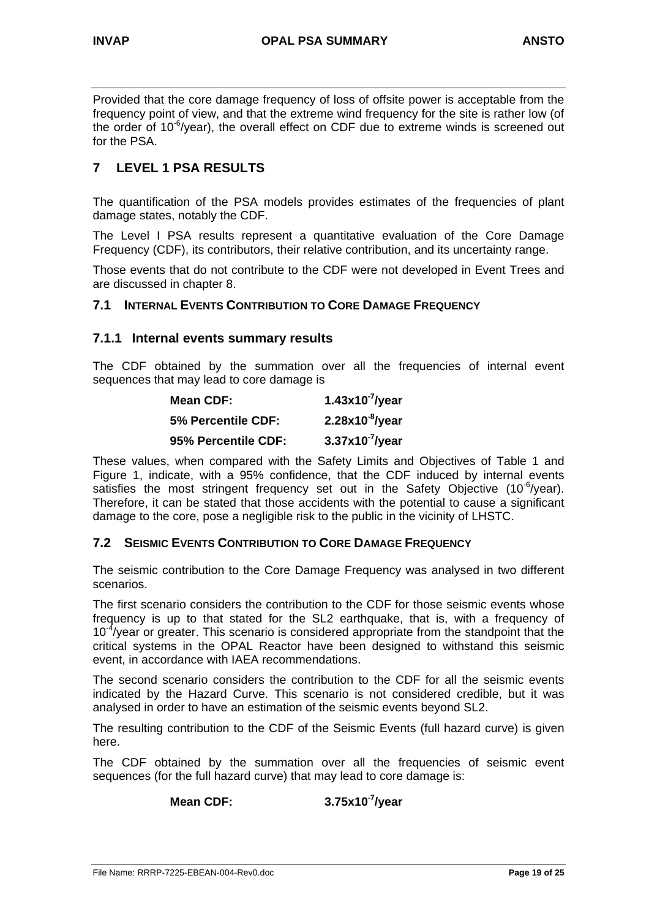Provided that the core damage frequency of loss of offsite power is acceptable from the frequency point of view, and that the extreme wind frequency for the site is rather low (of the order of $10^{-6}$/year), the overall effect on CDF due to extreme winds is screened out for the PSA.

## 7 LEVEL 1 PSA RESULTS

The quantification of the PSA models provides estimates of the frequencies of plant damage states, notably the CDF.

The Level I PSA results represent a quantitative evaluation of the Core Damage Frequency (CDF), its contributors, their relative contribution, and its uncertainty range.

Those events that do not contribute to the CDF were not developed in Event Trees and are discussed in chapter 8.

### 7.1 INTERNAL EVENTS CONTRIBUTION TO CORE DAMAGE FREQUENCY

#### 7.1.1 Internal events summary results

The CDF obtained by the summation over all the frequencies of internal event sequences that may lead to core damage is

| | |
|---|---|
| **Mean CDF:** | **$1.43 \times 10^{-7}$/year** |
| **5% Percentile CDF:** | **$2.28 \times 10^{-8}$/year** |
| **95% Percentile CDF:** | **$3.37 \times 10^{-7}$/year** |

These values, when compared with the Safety Limits and Objectives of Table 1 and Figure 1, indicate, with a 95% confidence, that the CDF induced by internal events satisfies the most stringent frequency set out in the Safety Objective ($10^{-6}$/year). Therefore, it can be stated that those accidents with the potential to cause a significant damage to the core, pose a negligible risk to the public in the vicinity of LHSTC.

### 7.2 SEISMIC EVENTS CONTRIBUTION TO CORE DAMAGE FREQUENCY

The seismic contribution to the Core Damage Frequency was analysed in two different scenarios.

The first scenario considers the contribution to the CDF for those seismic events whose frequency is up to that stated for the SL2 earthquake, that is, with a frequency of $10^{-4}$/year or greater. This scenario is considered appropriate from the standpoint that the critical systems in the OPAL Reactor have been designed to withstand this seismic event, in accordance with IAEA recommendations.

The second scenario considers the contribution to the CDF for all the seismic events indicated by the Hazard Curve. This scenario is not considered credible, but it was analysed in order to have an estimation of the seismic events beyond SL2.

The resulting contribution to the CDF of the Seismic Events (full hazard curve) is given here.

The CDF obtained by the summation over all the frequencies of seismic event sequences (for the full hazard curve) that may lead to core damage is:

| | |
|---|---|
| **Mean CDF:** | **$3.75 \times 10^{-7}$/year** |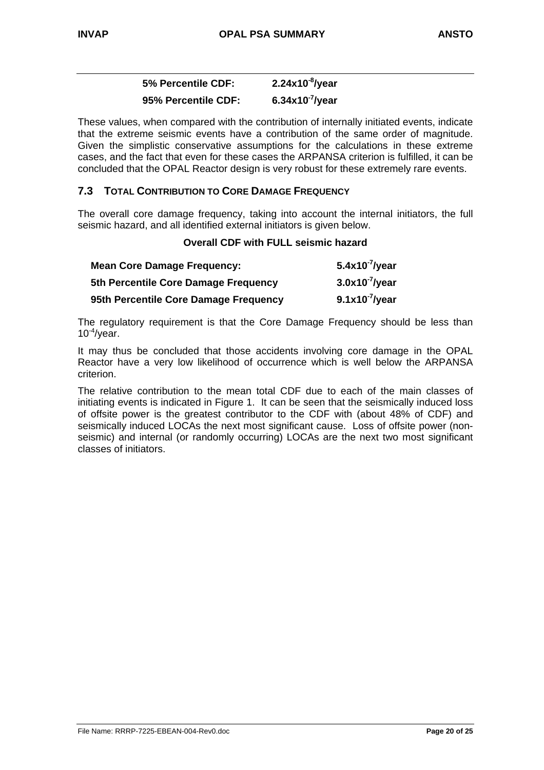| **5% Percentile CDF:** | **$2.24 \times 10^{-8}$/year** |
| --- | --- |
| **95% Percentile CDF:** | **$6.34 \times 10^{-7}$/year** |

These values, when compared with the contribution of internally initiated events, indicate that the extreme seismic events have a contribution of the same order of magnitude. Given the simplistic conservative assumptions for the calculations in these extreme cases, and the fact that even for these cases the ARPANSA criterion is fulfilled, it can be concluded that the OPAL Reactor design is very robust for these extremely rare events.

## 7.3 TOTAL CONTRIBUTION TO CORE DAMAGE FREQUENCY

The overall core damage frequency, taking into account the internal initiators, the full seismic hazard, and all identified external initiators is given below.

**Overall CDF with FULL seismic hazard**

| **Mean Core Damage Frequency:** | **$5.4 \times 10^{-7}$/year** |
| --- | --- |
| **5th Percentile Core Damage Frequency** | **$3.0 \times 10^{-7}$/year** |
| **95th Percentile Core Damage Frequency** | **$9.1 \times 10^{-7}$/year** |

The regulatory requirement is that the Core Damage Frequency should be less than $10^{-4}$/year.

It may thus be concluded that those accidents involving core damage in the OPAL Reactor have a very low likelihood of occurrence which is well below the ARPANSA criterion.

The relative contribution to the mean total CDF due to each of the main classes of initiating events is indicated in Figure 1. It can be seen that the seismically induced loss of offsite power is the greatest contributor to the CDF with (about 48% of CDF) and seismically induced LOCAs the next most significant cause. Loss of offsite power (non-seismic) and internal (or randomly occurring) LOCAs are the next two most significant classes of initiators.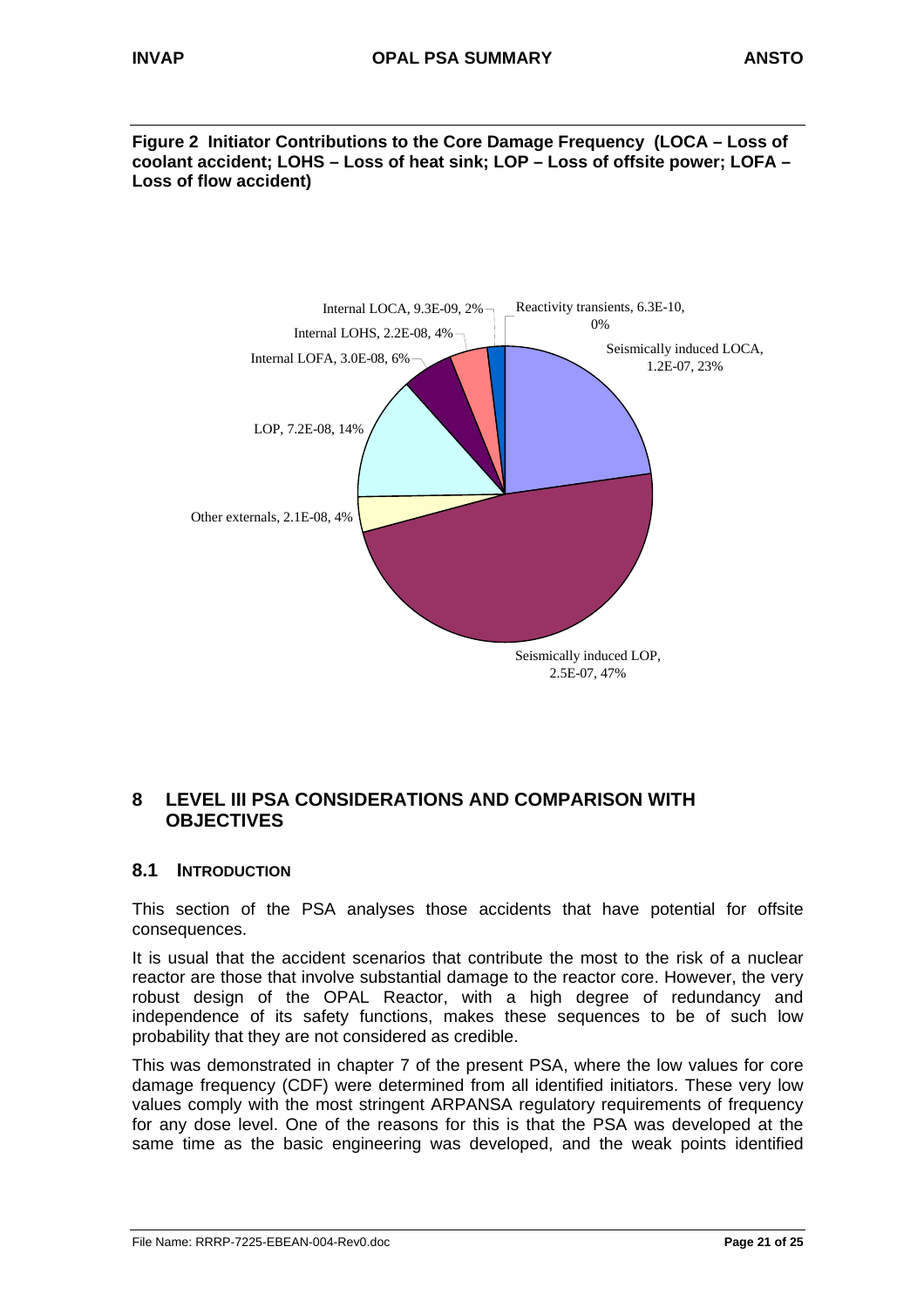**Figure 2 Initiator Contributions to the Core Damage Frequency (LOCA – Loss of coolant accident; LOHS – Loss of heat sink; LOP – Loss of offsite power; LOFA – Loss of flow accident)**

Internal LOCA, 9.3E-09, 2%

Reactivity transients, 6.3E-10, 0%

Internal LOHS, 2.2E-08, 4%

Seismically induced LOCA, 1.2E-07, 23%

Internal LOFA, 3.0E-08, 6%

LOP, 7.2E-08, 14%

Other externals, 2.1E-08, 4%

Seismically induced LOP, 2.5E-07, 47%

## 8 LEVEL III PSA CONSIDERATIONS AND COMPARISON WITH OBJECTIVES

### 8.1 INTRODUCTION

This section of the PSA analyses those accidents that have potential for offsite consequences.

It is usual that the accident scenarios that contribute the most to the risk of a nuclear reactor are those that involve substantial damage to the reactor core. However, the very robust design of the OPAL Reactor, with a high degree of redundancy and independence of its safety functions, makes these sequences to be of such low probability that they are not considered as credible.

This was demonstrated in chapter 7 of the present PSA, where the low values for core damage frequency (CDF) were determined from all identified initiators. These very low values comply with the most stringent ARPANSA regulatory requirements of frequency for any dose level. One of the reasons for this is that the PSA was developed at the same time as the basic engineering was developed, and the weak points identified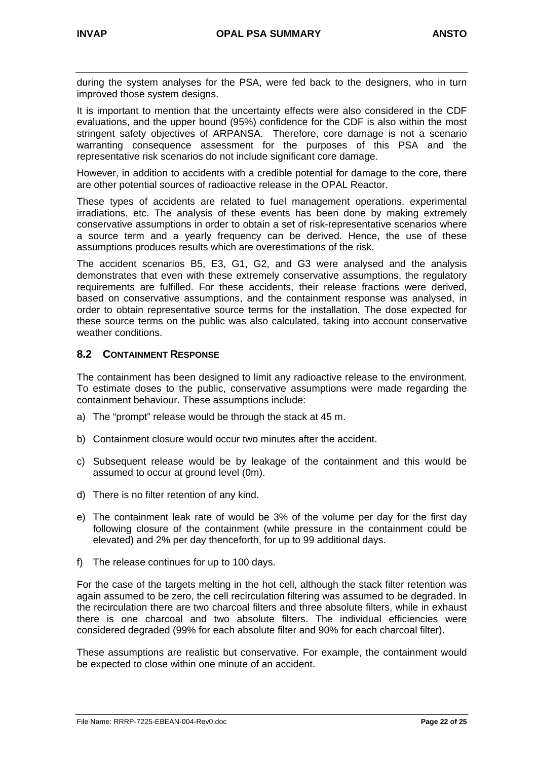during the system analyses for the PSA, were fed back to the designers, who in turn improved those system designs.

It is important to mention that the uncertainty effects were also considered in the CDF evaluations, and the upper bound (95%) confidence for the CDF is also within the most stringent safety objectives of ARPANSA. Therefore, core damage is not a scenario warranting consequence assessment for the purposes of this PSA and the representative risk scenarios do not include significant core damage.

However, in addition to accidents with a credible potential for damage to the core, there are other potential sources of radioactive release in the OPAL Reactor.

These types of accidents are related to fuel management operations, experimental irradiations, etc. The analysis of these events has been done by making extremely conservative assumptions in order to obtain a set of risk-representative scenarios where a source term and a yearly frequency can be derived. Hence, the use of these assumptions produces results which are overestimations of the risk.

The accident scenarios B5, E3, G1, G2, and G3 were analysed and the analysis demonstrates that even with these extremely conservative assumptions, the regulatory requirements are fulfilled. For these accidents, their release fractions were derived, based on conservative assumptions, and the containment response was analysed, in order to obtain representative source terms for the installation. The dose expected for these source terms on the public was also calculated, taking into account conservative weather conditions.

## 8.2 Containment Response

The containment has been designed to limit any radioactive release to the environment. To estimate doses to the public, conservative assumptions were made regarding the containment behaviour. These assumptions include:

a) The "prompt" release would be through the stack at 45 m.

b) Containment closure would occur two minutes after the accident.

c) Subsequent release would be by leakage of the containment and this would be assumed to occur at ground level (0m).

d) There is no filter retention of any kind.

e) The containment leak rate of would be 3% of the volume per day for the first day following closure of the containment (while pressure in the containment could be elevated) and 2% per day thenceforth, for up to 99 additional days.

f) The release continues for up to 100 days.

For the case of the targets melting in the hot cell, although the stack filter retention was again assumed to be zero, the cell recirculation filtering was assumed to be degraded. In the recirculation there are two charcoal filters and three absolute filters, while in exhaust there is one charcoal and two absolute filters. The individual efficiencies were considered degraded (99% for each absolute filter and 90% for each charcoal filter).

These assumptions are realistic but conservative. For example, the containment would be expected to close within one minute of an accident.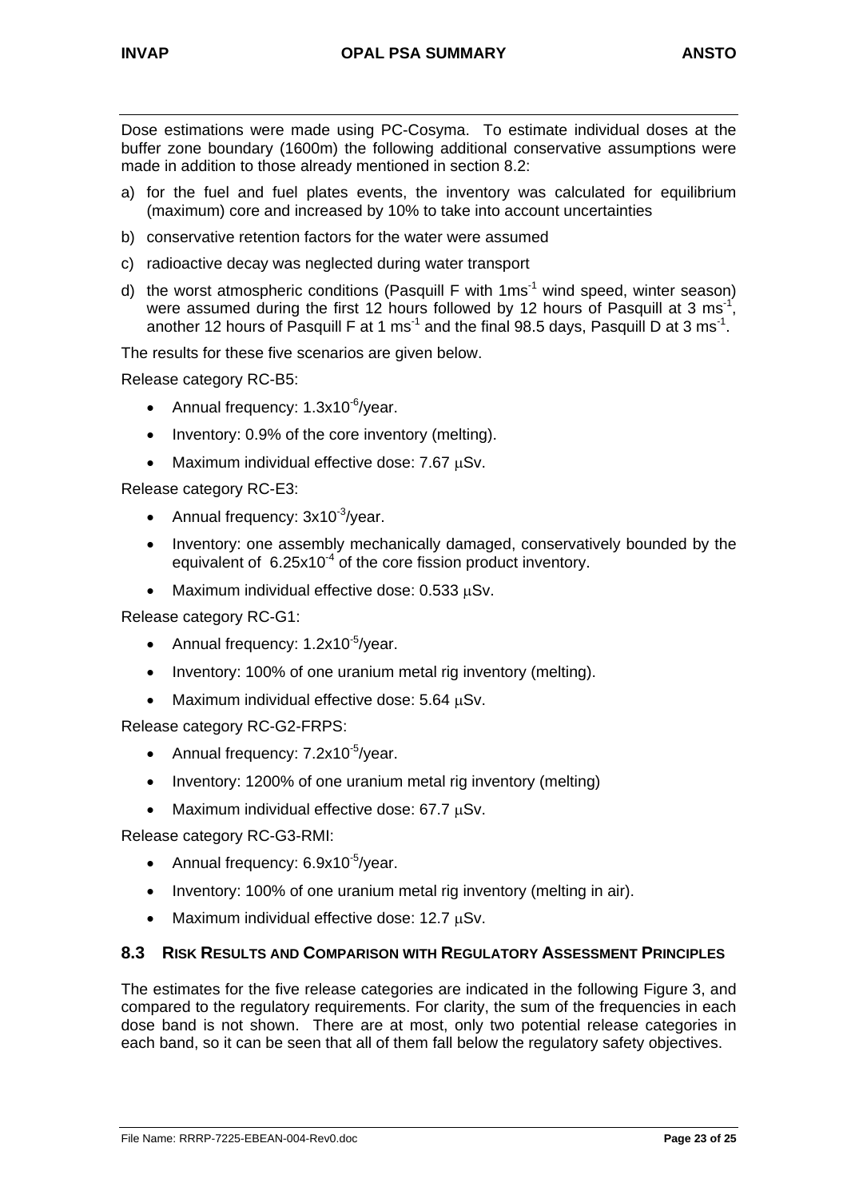Dose estimations were made using PC-Cosyma. To estimate individual doses at the buffer zone boundary (1600m) the following additional conservative assumptions were made in addition to those already mentioned in section 8.2:

a) for the fuel and fuel plates events, the inventory was calculated for equilibrium (maximum) core and increased by 10% to take into account uncertainties

b) conservative retention factors for the water were assumed

c) radioactive decay was neglected during water transport

d) the worst atmospheric conditions (Pasquill F with $1ms^{-1}$ wind speed, winter season) were assumed during the first 12 hours followed by 12 hours of Pasquill at 3 $ms^{-1}$, another 12 hours of Pasquill F at 1 $ms^{-1}$ and the final 98.5 days, Pasquill D at 3 $ms^{-1}$.

The results for these five scenarios are given below.

Release category RC-B5:

- Annual frequency: $1.3x10^{-6}$/year.
- Inventory: 0.9% of the core inventory (melting).
- Maximum individual effective dose: 7.67 μSv.

Release category RC-E3:

- Annual frequency: $3x10^{-3}$/year.
- Inventory: one assembly mechanically damaged, conservatively bounded by the equivalent of $6.25x10^{-4}$ of the core fission product inventory.
- Maximum individual effective dose: 0.533 μSv.

Release category RC-G1:

- Annual frequency: $1.2x10^{-5}$/year.
- Inventory: 100% of one uranium metal rig inventory (melting).
- Maximum individual effective dose: 5.64 μSv.

Release category RC-G2-FRPS:

- Annual frequency: $7.2x10^{-5}$/year.
- Inventory: 1200% of one uranium metal rig inventory (melting)
- Maximum individual effective dose: 67.7 μSv.

Release category RC-G3-RMI:

- Annual frequency: $6.9x10^{-5}$/year.
- Inventory: 100% of one uranium metal rig inventory (melting in air).
- Maximum individual effective dose: 12.7 μSv.

## 8.3 RISK RESULTS AND COMPARISON WITH REGULATORY ASSESSMENT PRINCIPLES

The estimates for the five release categories are indicated in the following Figure 3, and compared to the regulatory requirements. For clarity, the sum of the frequencies in each dose band is not shown. There are at most, only two potential release categories in each band, so it can be seen that all of them fall below the regulatory safety objectives.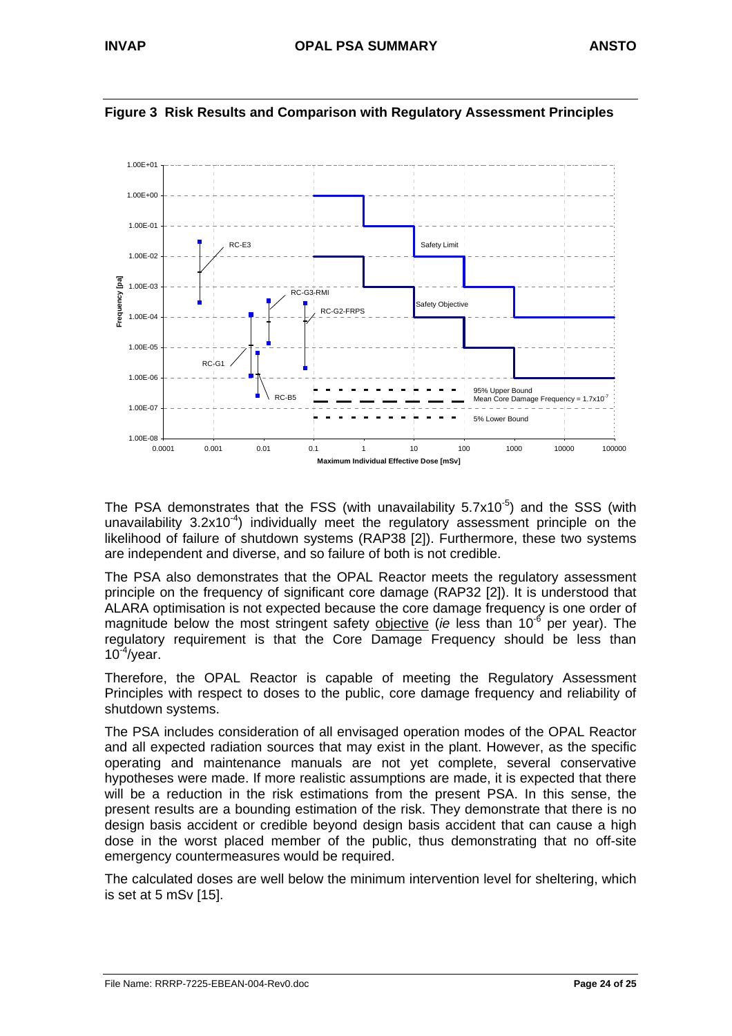**Figure 3 Risk Results and Comparison with Regulatory Assessment Principles**

The PSA demonstrates that the FSS (with unavailability $5.7 \times 10^{-5}$) and the SSS (with unavailability $3.2 \times 10^{-4}$) individually meet the regulatory assessment principle on the likelihood of failure of shutdown systems (RAP38 [2]). Furthermore, these two systems are independent and diverse, and so failure of both is not credible.

The PSA also demonstrates that the OPAL Reactor meets the regulatory assessment principle on the frequency of significant core damage (RAP32 [2]). It is understood that ALARA optimisation is not expected because the core damage frequency is one order of magnitude below the most stringent safety objective (*ie* less than $10^{-6}$ per year). The regulatory requirement is that the Core Damage Frequency should be less than $10^{-4}$/year.

Therefore, the OPAL Reactor is capable of meeting the Regulatory Assessment Principles with respect to doses to the public, core damage frequency and reliability of shutdown systems.

The PSA includes consideration of all envisaged operation modes of the OPAL Reactor and all expected radiation sources that may exist in the plant. However, as the specific operating and maintenance manuals are not yet complete, several conservative hypotheses were made. If more realistic assumptions are made, it is expected that there will be a reduction in the risk estimations from the present PSA. In this sense, the present results are a bounding estimation of the risk. They demonstrate that there is no design basis accident or credible beyond design basis accident that can cause a high dose in the worst placed member of the public, thus demonstrating that no off-site emergency countermeasures would be required.

The calculated doses are well below the minimum intervention level for sheltering, which is set at 5 mSv [15].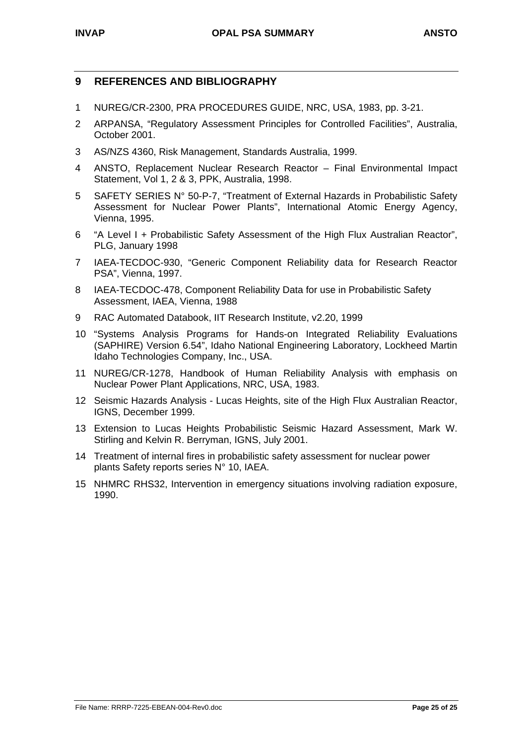## 9 REFERENCES AND BIBLIOGRAPHY

1. NUREG/CR-2300, PRA PROCEDURES GUIDE, NRC, USA, 1983, pp. 3-21.
2. ARPANSA, "Regulatory Assessment Principles for Controlled Facilities", Australia, October 2001.
3. AS/NZS 4360, Risk Management, Standards Australia, 1999.
4. ANSTO, Replacement Nuclear Research Reactor – Final Environmental Impact Statement, Vol 1, 2 & 3, PPK, Australia, 1998.
5. SAFETY SERIES N° 50-P-7, "Treatment of External Hazards in Probabilistic Safety Assessment for Nuclear Power Plants", International Atomic Energy Agency, Vienna, 1995.
6. "A Level I + Probabilistic Safety Assessment of the High Flux Australian Reactor", PLG, January 1998
7. IAEA-TECDOC-930, "Generic Component Reliability data for Research Reactor PSA", Vienna, 1997.
8. IAEA-TECDOC-478, Component Reliability Data for use in Probabilistic Safety Assessment, IAEA, Vienna, 1988
9. RAC Automated Databook, IIT Research Institute, v2.20, 1999
10. "Systems Analysis Programs for Hands-on Integrated Reliability Evaluations (SAPHIRE) Version 6.54", Idaho National Engineering Laboratory, Lockheed Martin Idaho Technologies Company, Inc., USA.
11. NUREG/CR-1278, Handbook of Human Reliability Analysis with emphasis on Nuclear Power Plant Applications, NRC, USA, 1983.
12. Seismic Hazards Analysis - Lucas Heights, site of the High Flux Australian Reactor, IGNS, December 1999.
13. Extension to Lucas Heights Probabilistic Seismic Hazard Assessment, Mark W. Stirling and Kelvin R. Berryman, IGNS, July 2001.
14. Treatment of internal fires in probabilistic safety assessment for nuclear power plants Safety reports series N° 10, IAEA.
15. NHMRC RHS32, Intervention in emergency situations involving radiation exposure, 1990.